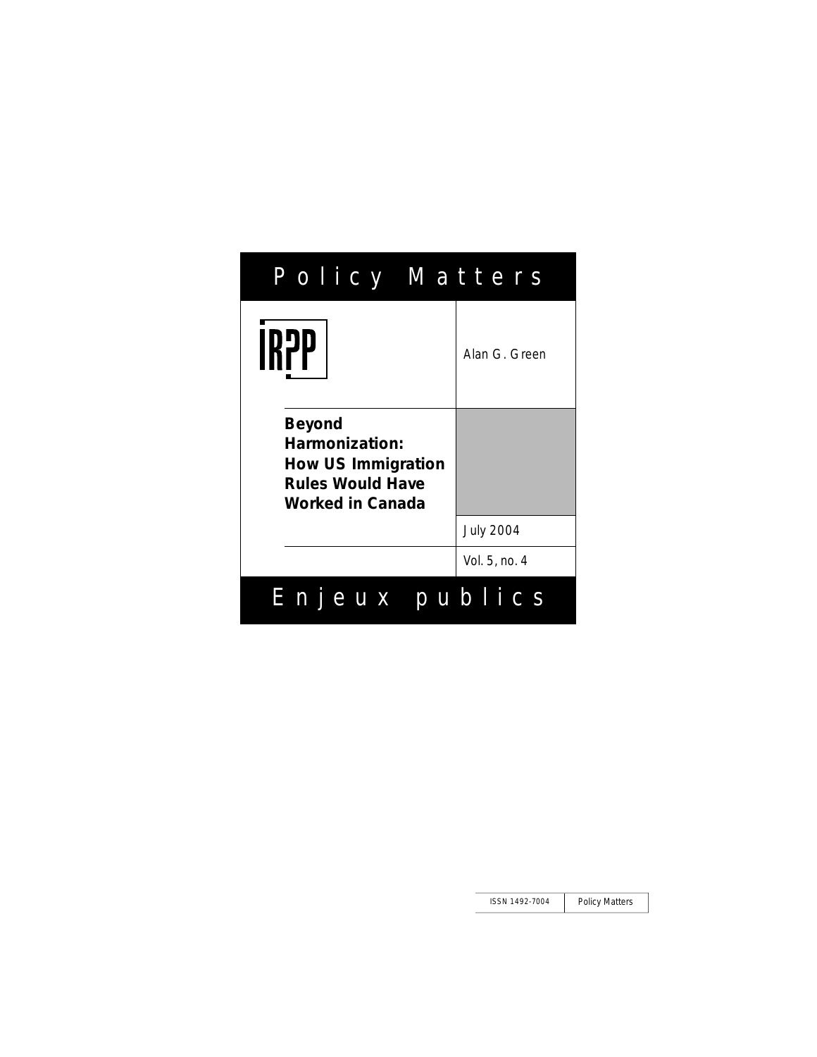# Policy Matters

IRPP

Alan G. Green

## Beyond Harmonization: How US Immigration Rules Would Have Worked in Canada

July 2004

Vol. 5, no. 4

# Enjeux publics

ISSN 1492-7004 | Policy Matters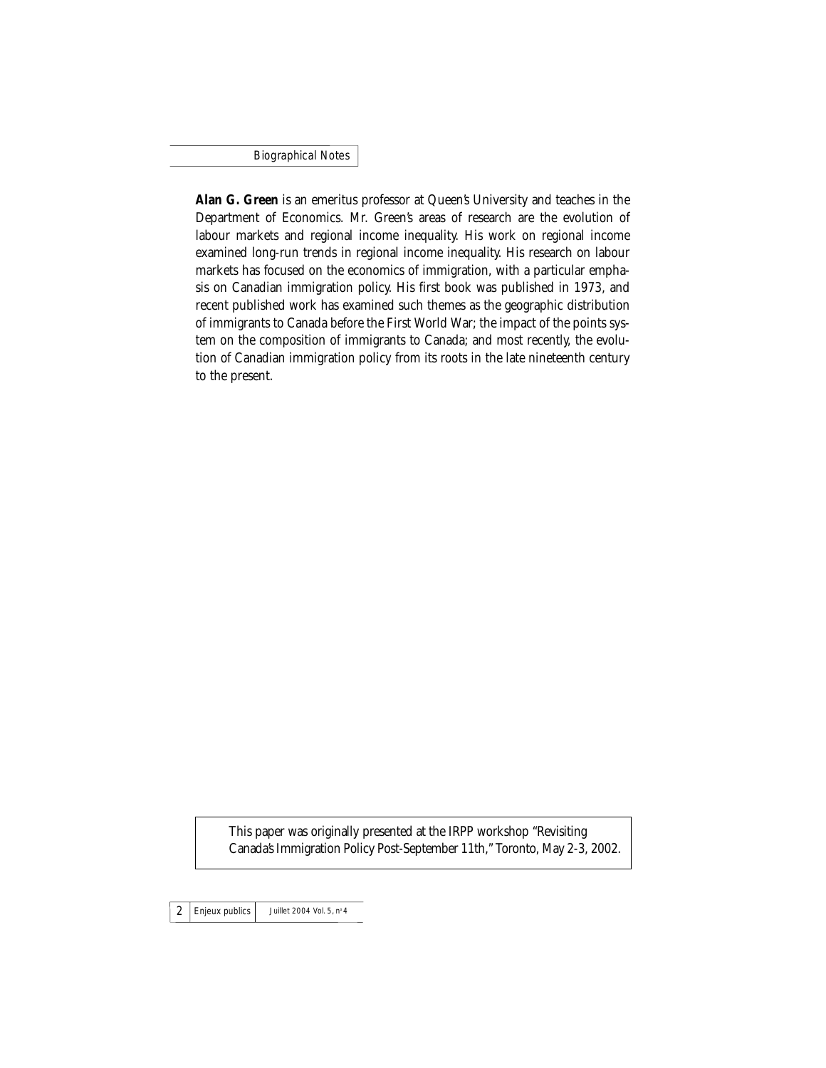## Biographical Notes

**Alan G. Green** is an emeritus professor at Queen's University and teaches in the Department of Economics. Mr. Green's areas of research are the evolution of labour markets and regional income inequality. His work on regional income examined long-run trends in regional income inequality. His research on labour markets has focused on the economics of immigration, with a particular emphasis on Canadian immigration policy. His first book was published in 1973, and recent published work has examined such themes as the geographic distribution of immigrants to Canada before the First World War; the impact of the points system on the composition of immigrants to Canada; and most recently, the evolution of Canadian immigration policy from its roots in the late nineteenth century to the present.

This paper was originally presented at the IRPP workshop "Revisiting Canada's Immigration Policy Post-September 11th," Toronto, May 2-3, 2002.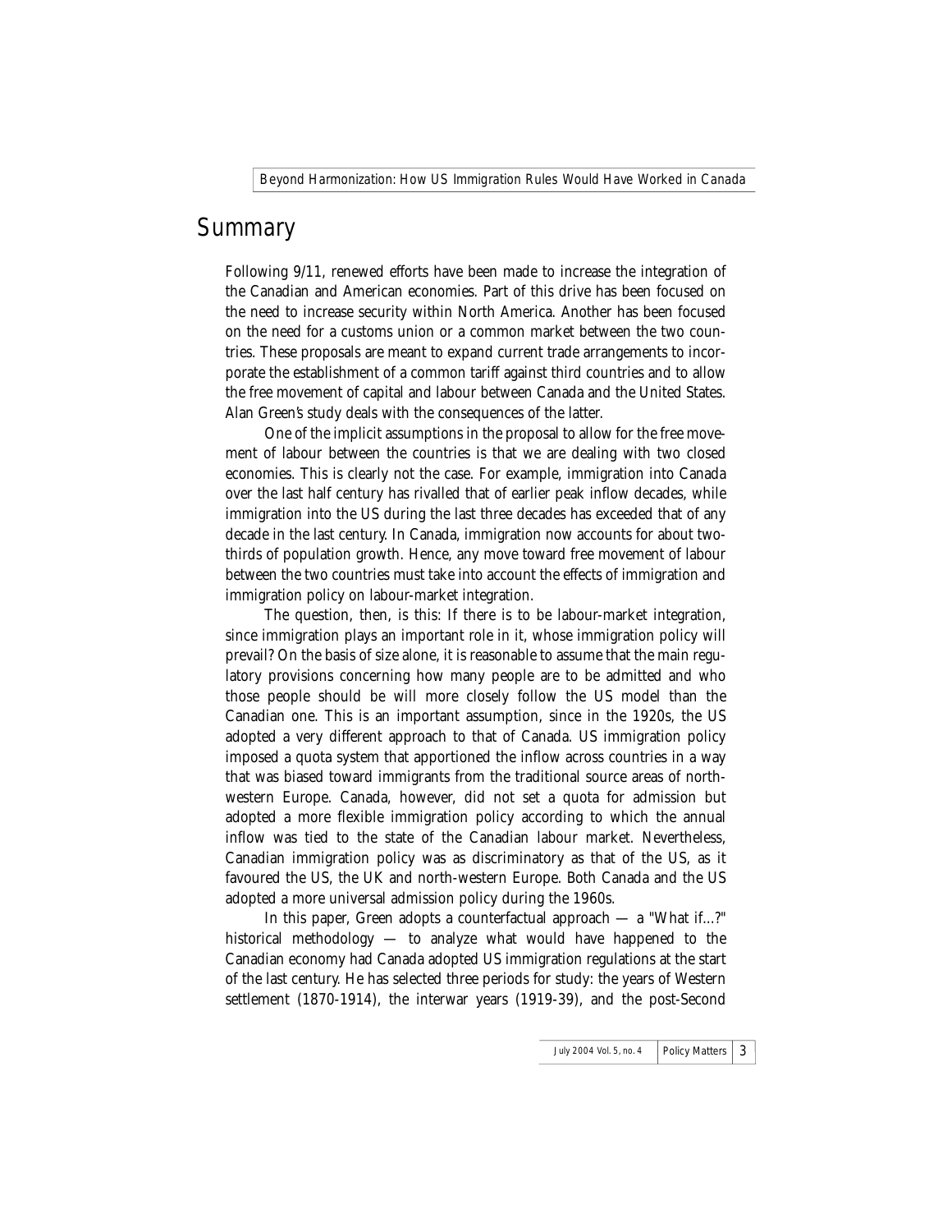## Summary

Following 9/11, renewed efforts have been made to increase the integration of the Canadian and American economies. Part of this drive has been focused on the need to increase security within North America. Another has been focused on the need for a customs union or a common market between the two countries. These proposals are meant to expand current trade arrangements to incorporate the establishment of a common tariff against third countries and to allow the free movement of capital and labour between Canada and the United States. Alan Green's study deals with the consequences of the latter.

One of the implicit assumptions in the proposal to allow for the free movement of labour between the countries is that we are dealing with two closed economies. This is clearly not the case. For example, immigration into Canada over the last half century has rivalled that of earlier peak inflow decades, while immigration into the US during the last three decades has exceeded that of any decade in the last century. In Canada, immigration now accounts for about two-thirds of population growth. Hence, any move toward free movement of labour between the two countries must take into account the effects of immigration and immigration policy on labour-market integration.

The question, then, is this: If there is to be labour-market integration, since immigration plays an important role in it, whose immigration policy will prevail? On the basis of size alone, it is reasonable to assume that the main regulatory provisions concerning how many people are to be admitted and who those people should be will more closely follow the US model than the Canadian one. This is an important assumption, since in the 1920s, the US adopted a very different approach to that of Canada. US immigration policy imposed a quota system that apportioned the inflow across countries in a way that was biased toward immigrants from the traditional source areas of north-western Europe. Canada, however, did not set a quota for admission but adopted a more flexible immigration policy according to which the annual inflow was tied to the state of the Canadian labour market. Nevertheless, Canadian immigration policy was as discriminatory as that of the US, as it favoured the US, the UK and north-western Europe. Both Canada and the US adopted a more universal admission policy during the 1960s.

In this paper, Green adopts a counterfactual approach — a "What if...?" historical methodology — to analyze what would have happened to the Canadian economy had Canada adopted US immigration regulations at the start of the last century. He has selected three periods for study: the years of Western settlement (1870-1914), the interwar years (1919-39), and the post-Second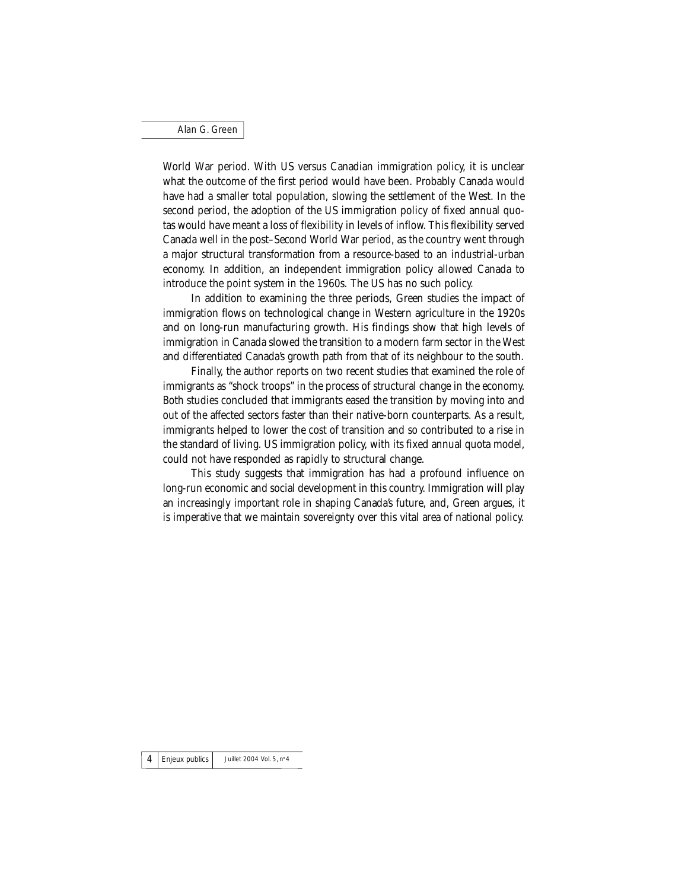World War period. With US versus Canadian immigration policy, it is unclear what the outcome of the first period would have been. Probably Canada would have had a smaller total population, slowing the settlement of the West. In the second period, the adoption of the US immigration policy of fixed annual quotas would have meant a loss of flexibility in levels of inflow. This flexibility served Canada well in the post–Second World War period, as the country went through a major structural transformation from a resource-based to an industrial-urban economy. In addition, an independent immigration policy allowed Canada to introduce the point system in the 1960s. The US has no such policy.

In addition to examining the three periods, Green studies the impact of immigration flows on technological change in Western agriculture in the 1920s and on long-run manufacturing growth. His findings show that high levels of immigration in Canada slowed the transition to a modern farm sector in the West and differentiated Canada's growth path from that of its neighbour to the south.

Finally, the author reports on two recent studies that examined the role of immigrants as "shock troops" in the process of structural change in the economy. Both studies concluded that immigrants eased the transition by moving into and out of the affected sectors faster than their native-born counterparts. As a result, immigrants helped to lower the cost of transition and so contributed to a rise in the standard of living. US immigration policy, with its fixed annual quota model, could not have responded as rapidly to structural change.

This study suggests that immigration has had a profound influence on long-run economic and social development in this country. Immigration will play an increasingly important role in shaping Canada's future, and, Green argues, it is imperative that we maintain sovereignty over this vital area of national policy.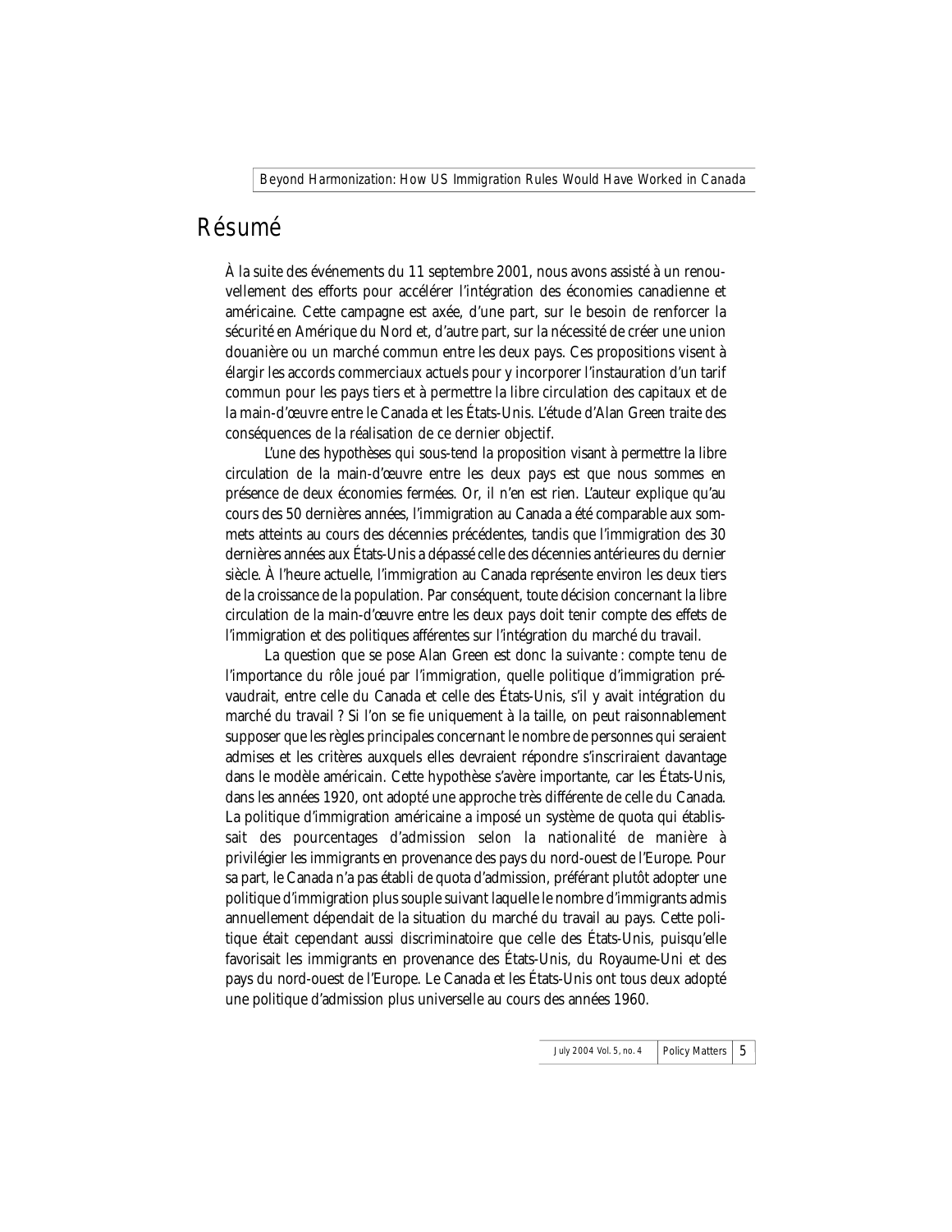# Résumé

À la suite des événements du 11 septembre 2001, nous avons assisté à un renouvellement des efforts pour accélérer l'intégration des économies canadienne et américaine. Cette campagne est axée, d'une part, sur le besoin de renforcer la sécurité en Amérique du Nord et, d'autre part, sur la nécessité de créer une union douanière ou un marché commun entre les deux pays. Ces propositions visent à élargir les accords commerciaux actuels pour y incorporer l'instauration d'un tarif commun pour les pays tiers et à permettre la libre circulation des capitaux et de la main-d'œuvre entre le Canada et les États-Unis. L'étude d'Alan Green traite des conséquences de la réalisation de ce dernier objectif.

L'une des hypothèses qui sous-tend la proposition visant à permettre la libre circulation de la main-d'œuvre entre les deux pays est que nous sommes en présence de deux économies fermées. Or, il n'en est rien. L'auteur explique qu'au cours des 50 dernières années, l'immigration au Canada a été comparable aux sommets atteints au cours des décennies précédentes, tandis que l'immigration des 30 dernières années aux États-Unis a dépassé celle des décennies antérieures du dernier siècle. À l'heure actuelle, l'immigration au Canada représente environ les deux tiers de la croissance de la population. Par conséquent, toute décision concernant la libre circulation de la main-d'œuvre entre les deux pays doit tenir compte des effets de l'immigration et des politiques afférentes sur l'intégration du marché du travail.

La question que se pose Alan Green est donc la suivante : compte tenu de l'importance du rôle joué par l'immigration, quelle politique d'immigration prévaudrait, entre celle du Canada et celle des États-Unis, s'il y avait intégration du marché du travail ? Si l'on se fie uniquement à la taille, on peut raisonnablement supposer que les règles principales concernant le nombre de personnes qui seraient admises et les critères auxquels elles devraient répondre s'inscriraient davantage dans le modèle américain. Cette hypothèse s'avère importante, car les États-Unis, dans les années 1920, ont adopté une approche très différente de celle du Canada. La politique d'immigration américaine a imposé un système de quota qui établissait des pourcentages d'admission selon la nationalité de manière à privilégier les immigrants en provenance des pays du nord-ouest de l'Europe. Pour sa part, le Canada n'a pas établi de quota d'admission, préférant plutôt adopter une politique d'immigration plus souple suivant laquelle le nombre d'immigrants admis annuellement dépendait de la situation du marché du travail au pays. Cette politique était cependant aussi discriminatoire que celle des États-Unis, puisqu'elle favorisait les immigrants en provenance des États-Unis, du Royaume-Uni et des pays du nord-ouest de l'Europe. Le Canada et les États-Unis ont tous deux adopté une politique d'admission plus universelle au cours des années 1960.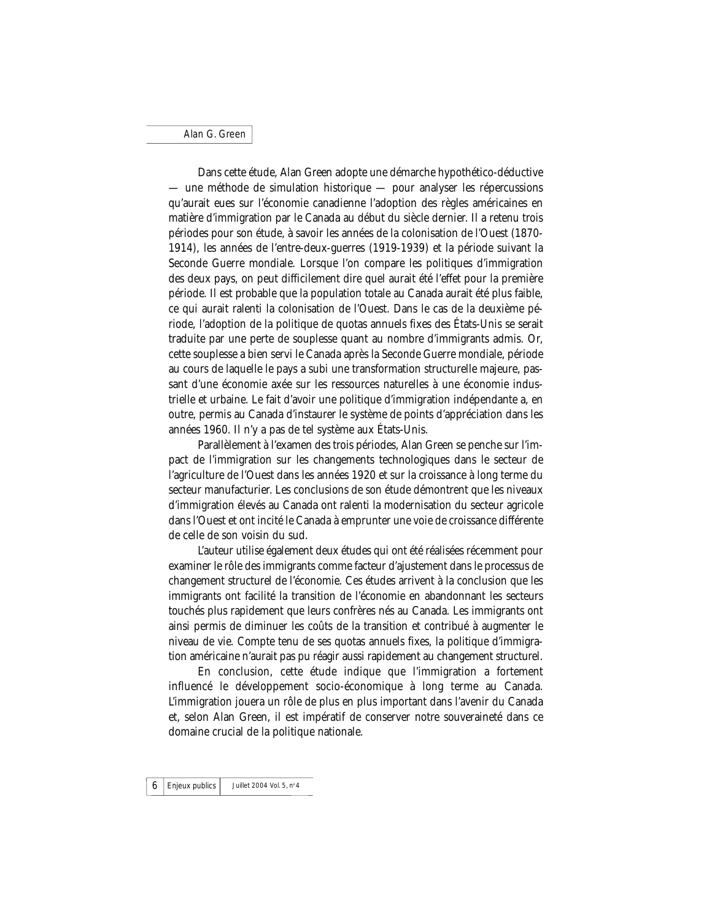Dans cette étude, Alan Green adopte une démarche hypothético-déductive — une méthode de simulation historique — pour analyser les répercussions qu'aurait eues sur l'économie canadienne l'adoption des règles américaines en matière d'immigration par le Canada au début du siècle dernier. Il a retenu trois périodes pour son étude, à savoir les années de la colonisation de l'Ouest (1870-1914), les années de l'entre-deux-guerres (1919-1939) et la période suivant la Seconde Guerre mondiale. Lorsque l'on compare les politiques d'immigration des deux pays, on peut difficilement dire quel aurait été l'effet pour la première période. Il est probable que la population totale au Canada aurait été plus faible, ce qui aurait ralenti la colonisation de l'Ouest. Dans le cas de la deuxième période, l'adoption de la politique de quotas annuels fixes des États-Unis se serait traduite par une perte de souplesse quant au nombre d'immigrants admis. Or, cette souplesse a bien servi le Canada après la Seconde Guerre mondiale, période au cours de laquelle le pays a subi une transformation structurelle majeure, passant d'une économie axée sur les ressources naturelles à une économie industrielle et urbaine. Le fait d'avoir une politique d'immigration indépendante a, en outre, permis au Canada d'instaurer le système de points d'appréciation dans les années 1960. Il n'y a pas de tel système aux États-Unis.

Parallèlement à l'examen des trois périodes, Alan Green se penche sur l'impact de l'immigration sur les changements technologiques dans le secteur de l'agriculture de l'Ouest dans les années 1920 et sur la croissance à long terme du secteur manufacturier. Les conclusions de son étude démontrent que les niveaux d'immigration élevés au Canada ont ralenti la modernisation du secteur agricole dans l'Ouest et ont incité le Canada à emprunter une voie de croissance différente de celle de son voisin du sud.

L'auteur utilise également deux études qui ont été réalisées récemment pour examiner le rôle des immigrants comme facteur d'ajustement dans le processus de changement structurel de l'économie. Ces études arrivent à la conclusion que les immigrants ont facilité la transition de l'économie en abandonnant les secteurs touchés plus rapidement que leurs confrères nés au Canada. Les immigrants ont ainsi permis de diminuer les coûts de la transition et contribué à augmenter le niveau de vie. Compte tenu de ses quotas annuels fixes, la politique d'immigration américaine n'aurait pas pu réagir aussi rapidement au changement structurel.

En conclusion, cette étude indique que l'immigration a fortement influencé le développement socio-économique à long terme au Canada. L'immigration jouera un rôle de plus en plus important dans l'avenir du Canada et, selon Alan Green, il est impératif de conserver notre souveraineté dans ce domaine crucial de la politique nationale.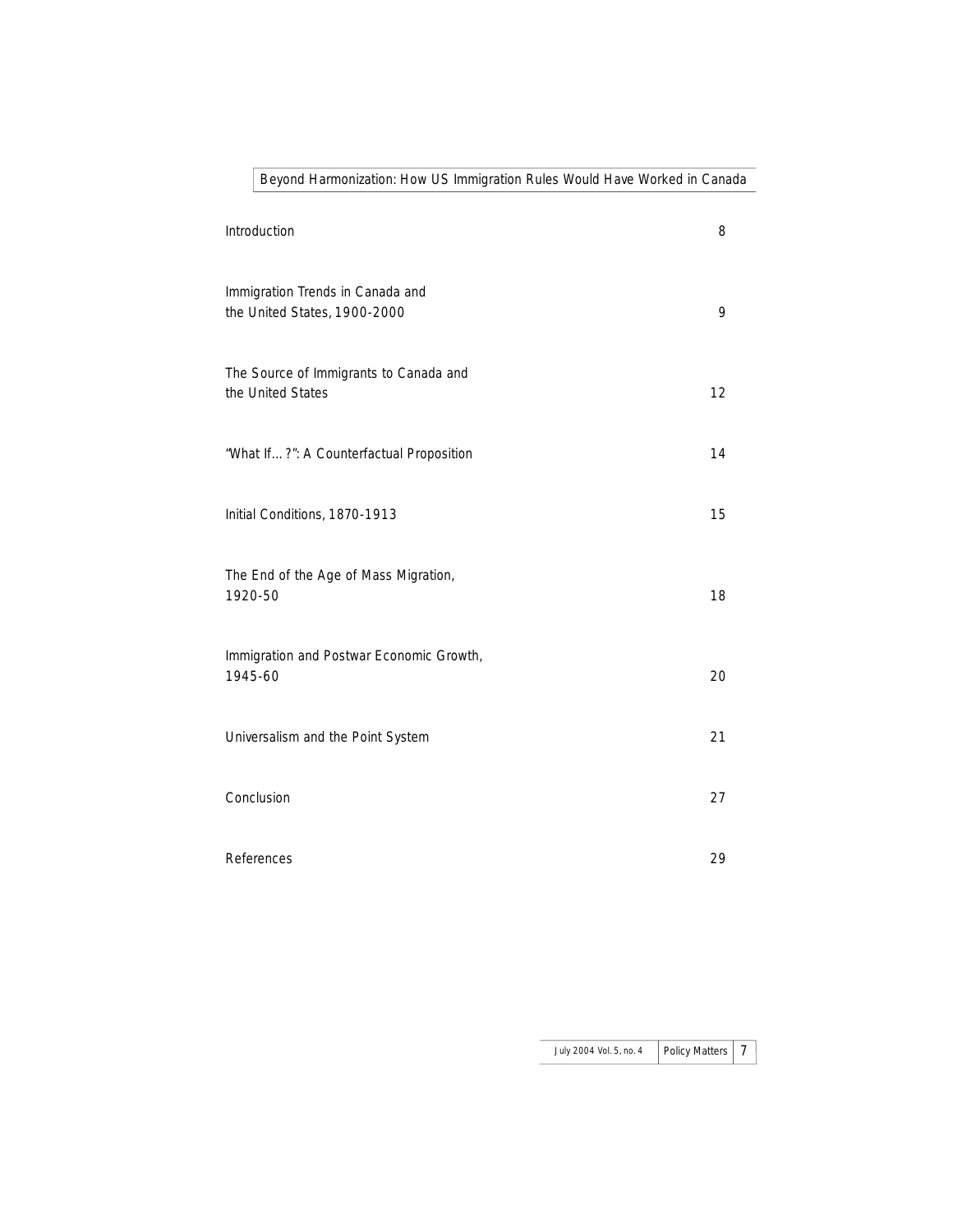Beyond Harmonization: How US Immigration Rules Would Have Worked in Canada

| | |
|---|---|
| Introduction | 8 |
| Immigration Trends in Canada and the United States, 1900-2000 | 9 |
| The Source of Immigrants to Canada and the United States | 12 |
| "What If…?": A Counterfactual Proposition | 14 |
| Initial Conditions, 1870-1913 | 15 |
| The End of the Age of Mass Migration, 1920-50 | 18 |
| Immigration and Postwar Economic Growth, 1945-60 | 20 |
| Universalism and the Point System | 21 |
| Conclusion | 27 |
| References | 29 |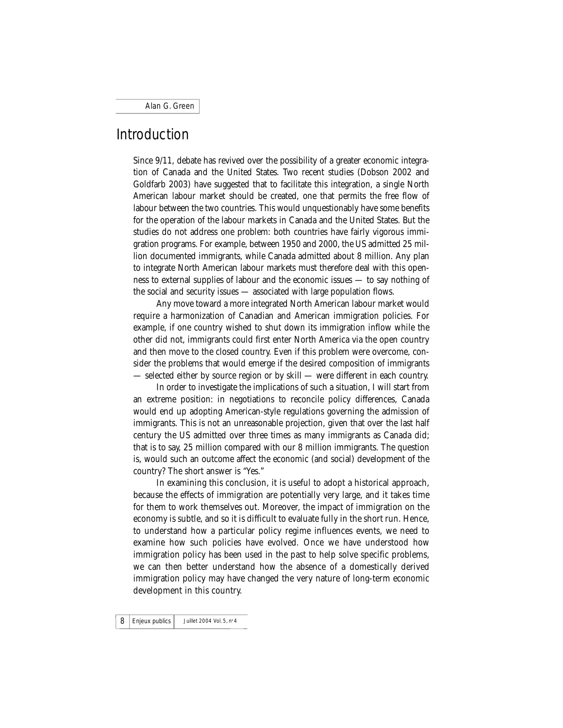Alan G. Green

## Introduction

Since 9/11, debate has revived over the possibility of a greater economic integration of Canada and the United States. Two recent studies (Dobson 2002 and Goldfarb 2003) have suggested that to facilitate this integration, a single North American labour market should be created, one that permits the free flow of labour between the two countries. This would unquestionably have some benefits for the operation of the labour markets in Canada and the United States. But the studies do not address one problem: both countries have fairly vigorous immigration programs. For example, between 1950 and 2000, the US admitted 25 million documented immigrants, while Canada admitted about 8 million. Any plan to integrate North American labour markets must therefore deal with this openness to external supplies of labour and the economic issues — to say nothing of the social and security issues — associated with large population flows.

Any move toward a more integrated North American labour market would require a harmonization of Canadian and American immigration policies. For example, if one country wished to shut down its immigration inflow while the other did not, immigrants could first enter North America via the open country and then move to the closed country. Even if this problem were overcome, consider the problems that would emerge if the desired composition of immigrants — selected either by source region or by skill — were different in each country.

In order to investigate the implications of such a situation, I will start from an extreme position: in negotiations to reconcile policy differences, Canada would end up adopting American-style regulations governing the admission of immigrants. This is not an unreasonable projection, given that over the last half century the US admitted over three times as many immigrants as Canada did; that is to say, 25 million compared with our 8 million immigrants. The question is, would such an outcome affect the economic (and social) development of the country? The short answer is "Yes."

In examining this conclusion, it is useful to adopt a historical approach, because the effects of immigration are potentially very large, and it takes time for them to work themselves out. Moreover, the impact of immigration on the economy is subtle, and so it is difficult to evaluate fully in the short run. Hence, to understand how a particular policy regime influences events, we need to examine how such policies have evolved. Once we have understood how immigration policy has been used in the past to help solve specific problems, we can then better understand how the absence of a domestically derived immigration policy may have changed the very nature of long-term economic development in this country.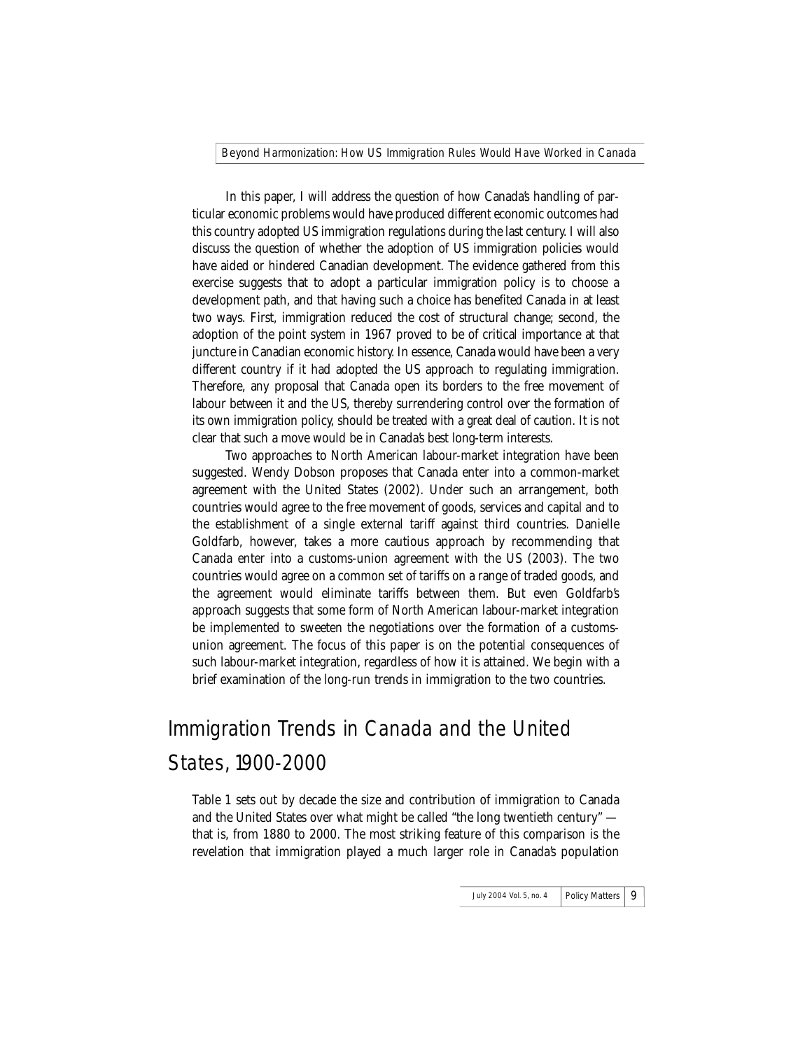In this paper, I will address the question of how Canada's handling of particular economic problems would have produced different economic outcomes had this country adopted US immigration regulations during the last century. I will also discuss the question of whether the adoption of US immigration policies would have aided or hindered Canadian development. The evidence gathered from this exercise suggests that to adopt a particular immigration policy is to choose a development path, and that having such a choice has benefited Canada in at least two ways. First, immigration reduced the cost of structural change; second, the adoption of the point system in 1967 proved to be of critical importance at that juncture in Canadian economic history. In essence, Canada would have been a very different country if it had adopted the US approach to regulating immigration. Therefore, any proposal that Canada open its borders to the free movement of labour between it and the US, thereby surrendering control over the formation of its own immigration policy, should be treated with a great deal of caution. It is not clear that such a move would be in Canada's best long-term interests.

Two approaches to North American labour-market integration have been suggested. Wendy Dobson proposes that Canada enter into a common-market agreement with the United States (2002). Under such an arrangement, both countries would agree to the free movement of goods, services and capital and to the establishment of a single external tariff against third countries. Danielle Goldfarb, however, takes a more cautious approach by recommending that Canada enter into a customs-union agreement with the US (2003). The two countries would agree on a common set of tariffs on a range of traded goods, and the agreement would eliminate tariffs between them. But even Goldfarb's approach suggests that some form of North American labour-market integration be implemented to sweeten the negotiations over the formation of a customs-union agreement. The focus of this paper is on the potential consequences of such labour-market integration, regardless of how it is attained. We begin with a brief examination of the long-run trends in immigration to the two countries.

## Immigration Trends in Canada and the United States, 1900-2000

Table 1 sets out by decade the size and contribution of immigration to Canada and the United States over what might be called "the long twentieth century" — that is, from 1880 to 2000. The most striking feature of this comparison is the revelation that immigration played a much larger role in Canada's population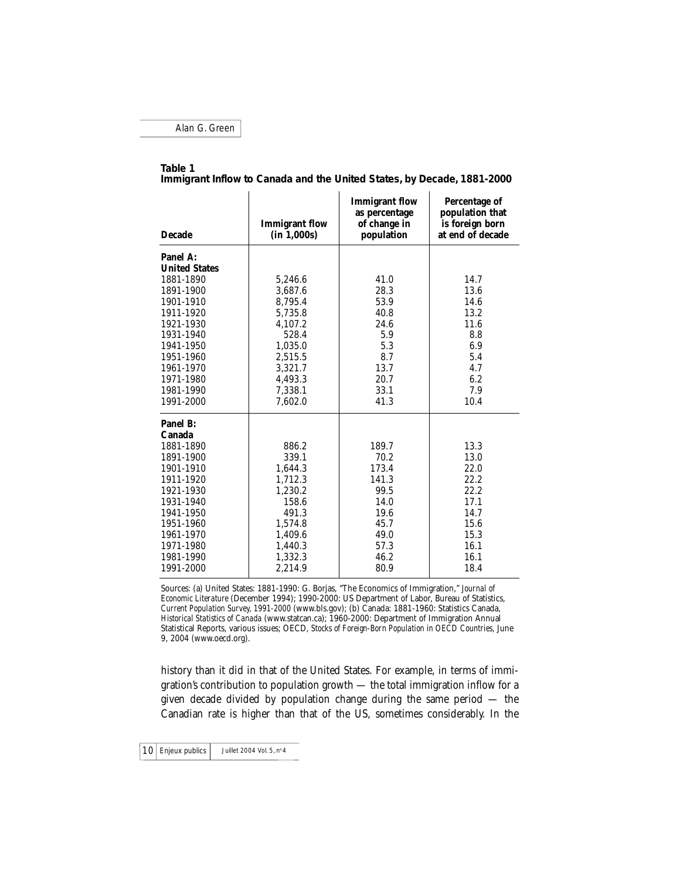**Table 1**
**Immigrant Inflow to Canada and the United States, by Decade, 1881-2000**

| Decade | Immigrant flow (in 1,000s) | Immigrant flow as percentage of change in population | Percentage of population that is foreign born at end of decade |
|---|---|---|---|
| **Panel A: United States** | | | |
| 1881-1890 | 5,246.6 | 41.0 | 14.7 |
| 1891-1900 | 3,687.6 | 28.3 | 13.6 |
| 1901-1910 | 8,795.4 | 53.9 | 14.6 |
| 1911-1920 | 5,735.8 | 40.8 | 13.2 |
| 1921-1930 | 4,107.2 | 24.6 | 11.6 |
| 1931-1940 | 528.4 | 5.9 | 8.8 |
| 1941-1950 | 1,035.0 | 5.3 | 6.9 |
| 1951-1960 | 2,515.5 | 8.7 | 5.4 |
| 1961-1970 | 3,321.7 | 13.7 | 4.7 |
| 1971-1980 | 4,493.3 | 20.7 | 6.2 |
| 1981-1990 | 7,338.1 | 33.1 | 7.9 |
| 1991-2000 | 7,602.0 | 41.3 | 10.4 |
| **Panel B: Canada** | | | |
| 1881-1890 | 886.2 | 189.7 | 13.3 |
| 1891-1900 | 339.1 | 70.2 | 13.0 |
| 1901-1910 | 1,644.3 | 173.4 | 22.0 |
| 1911-1920 | 1,712.3 | 141.3 | 22.2 |
| 1921-1930 | 1,230.2 | 99.5 | 22.2 |
| 1931-1940 | 158.6 | 14.0 | 17.1 |
| 1941-1950 | 491.3 | 19.6 | 14.7 |
| 1951-1960 | 1,574.8 | 45.7 | 15.6 |
| 1961-1970 | 1,409.6 | 49.0 | 15.3 |
| 1971-1980 | 1,440.3 | 57.3 | 16.1 |
| 1981-1990 | 1,332.3 | 46.2 | 16.1 |
| 1991-2000 | 2,214.9 | 80.9 | 18.4 |

Sources: (a) United States: 1881-1990: G. Borjas, "The Economics of Immigration," *Journal of Economic Literature* (December 1994); 1990-2000: US Department of Labor, Bureau of Statistics, *Current Population Survey, 1991-2000* (www.bls.gov); (b) Canada: 1881-1960: Statistics Canada, *Historical Statistics of Canada* (www.statcan.ca); 1960-2000: Department of Immigration Annual Statistical Reports, various issues; OECD, *Stocks of Foreign-Born Population in OECD Countries*, June 9, 2004 (www.oecd.org).

history than it did in that of the United States. For example, in terms of immigration's contribution to population growth — the total immigration inflow for a given decade divided by population change during the same period — the Canadian rate is higher than that of the US, sometimes considerably. In the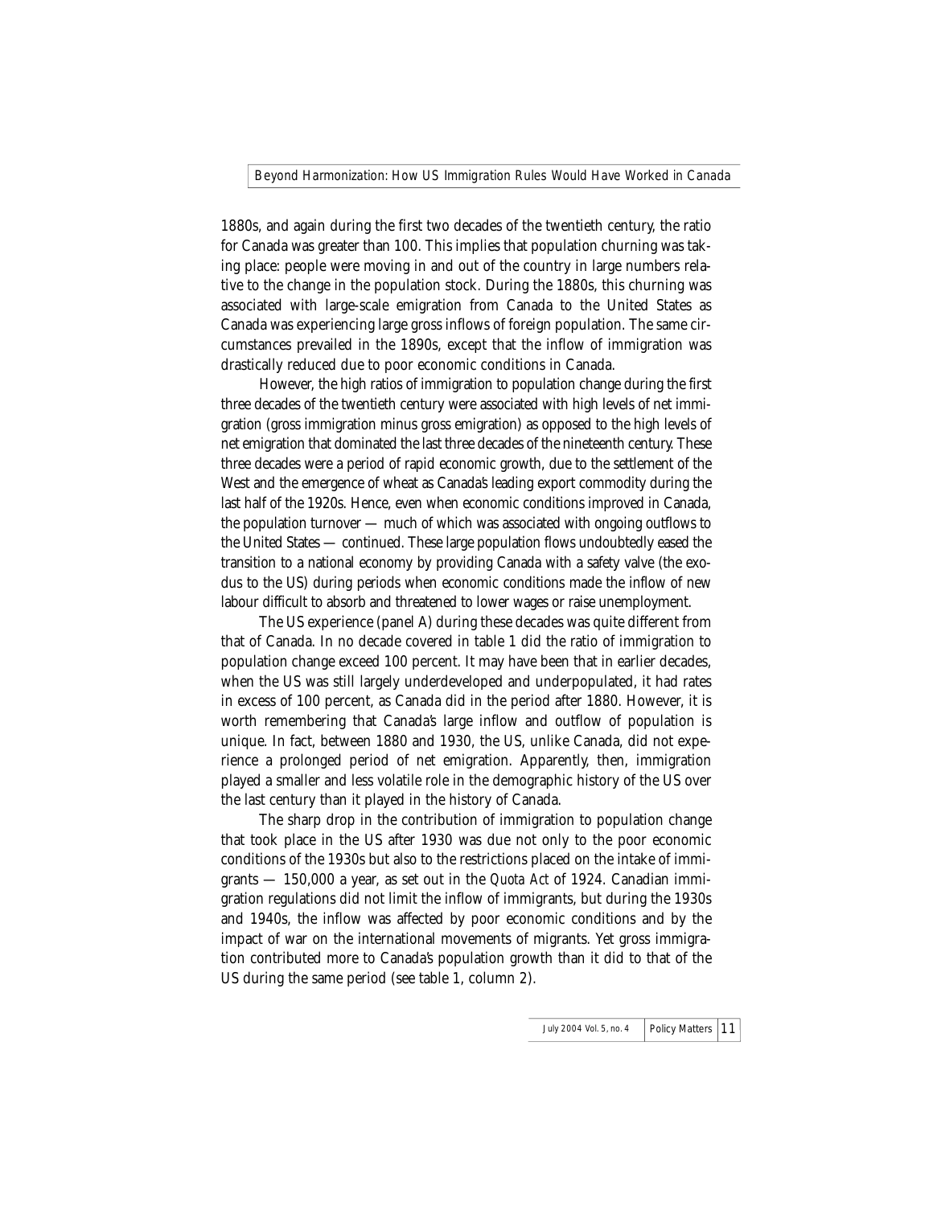1880s, and again during the first two decades of the twentieth century, the ratio for Canada was greater than 100. This implies that population churning was taking place: people were moving in and out of the country in large numbers relative to the change in the population stock. During the 1880s, this churning was associated with large-scale emigration from Canada to the United States as Canada was experiencing large gross inflows of foreign population. The same circumstances prevailed in the 1890s, except that the inflow of immigration was drastically reduced due to poor economic conditions in Canada.

However, the high ratios of immigration to population change during the first three decades of the twentieth century were associated with high levels of net immigration (gross immigration minus gross emigration) as opposed to the high levels of net emigration that dominated the last three decades of the nineteenth century. These three decades were a period of rapid economic growth, due to the settlement of the West and the emergence of wheat as Canada's leading export commodity during the last half of the 1920s. Hence, even when economic conditions improved in Canada, the population turnover — much of which was associated with ongoing outflows to the United States — continued. These large population flows undoubtedly eased the transition to a national economy by providing Canada with a safety valve (the exodus to the US) during periods when economic conditions made the inflow of new labour difficult to absorb and threatened to lower wages or raise unemployment.

The US experience (panel A) during these decades was quite different from that of Canada. In no decade covered in table 1 did the ratio of immigration to population change exceed 100 percent. It may have been that in earlier decades, when the US was still largely underdeveloped and underpopulated, it had rates in excess of 100 percent, as Canada did in the period after 1880. However, it is worth remembering that Canada's large inflow and outflow of population is unique. In fact, between 1880 and 1930, the US, unlike Canada, did not experience a prolonged period of net emigration. Apparently, then, immigration played a smaller and less volatile role in the demographic history of the US over the last century than it played in the history of Canada.

The sharp drop in the contribution of immigration to population change that took place in the US after 1930 was due not only to the poor economic conditions of the 1930s but also to the restrictions placed on the intake of immigrants — 150,000 a year, as set out in the *Quota Act* of 1924. Canadian immigration regulations did not limit the inflow of immigrants, but during the 1930s and 1940s, the inflow was affected by poor economic conditions and by the impact of war on the international movements of migrants. Yet gross immigration contributed more to Canada's population growth than it did to that of the US during the same period (see table 1, column 2).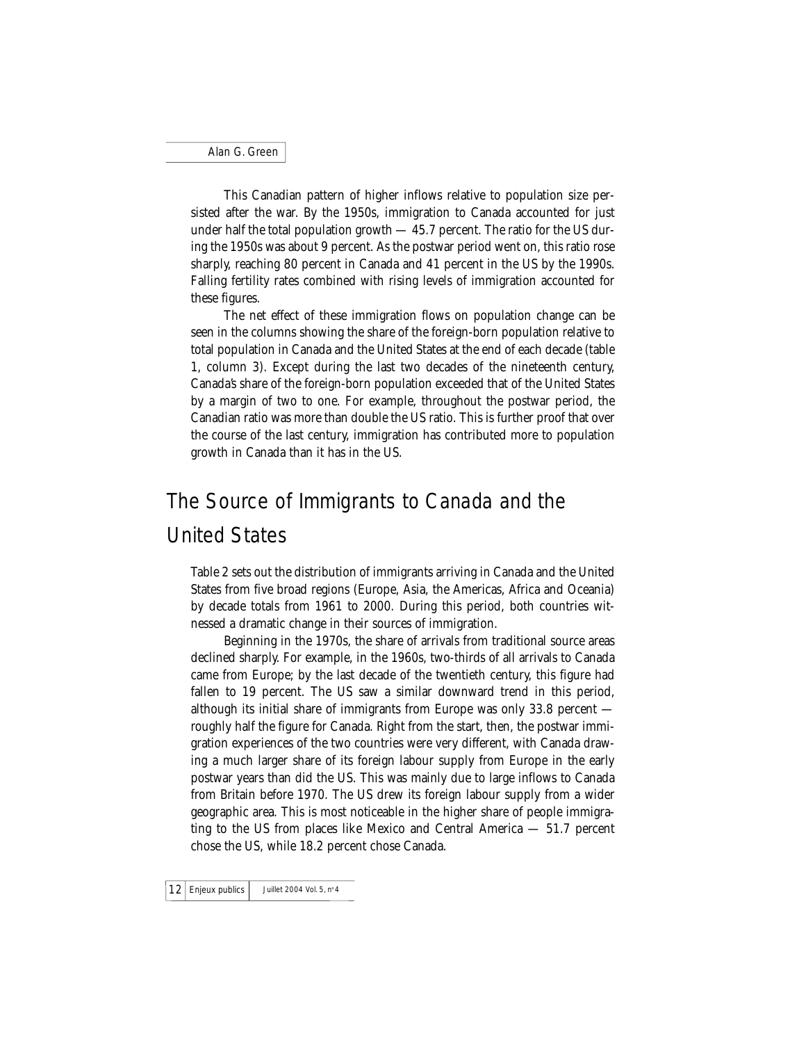This Canadian pattern of higher inflows relative to population size persisted after the war. By the 1950s, immigration to Canada accounted for just under half the total population growth — 45.7 percent. The ratio for the US during the 1950s was about 9 percent. As the postwar period went on, this ratio rose sharply, reaching 80 percent in Canada and 41 percent in the US by the 1990s. Falling fertility rates combined with rising levels of immigration accounted for these figures.

The net effect of these immigration flows on population change can be seen in the columns showing the share of the foreign-born population relative to total population in Canada and the United States at the end of each decade (table 1, column 3). Except during the last two decades of the nineteenth century, Canada's share of the foreign-born population exceeded that of the United States by a margin of two to one. For example, throughout the postwar period, the Canadian ratio was more than double the US ratio. This is further proof that over the course of the last century, immigration has contributed more to population growth in Canada than it has in the US.

## The Source of Immigrants to Canada and the United States

Table 2 sets out the distribution of immigrants arriving in Canada and the United States from five broad regions (Europe, Asia, the Americas, Africa and Oceania) by decade totals from 1961 to 2000. During this period, both countries witnessed a dramatic change in their sources of immigration.

Beginning in the 1970s, the share of arrivals from traditional source areas declined sharply. For example, in the 1960s, two-thirds of all arrivals to Canada came from Europe; by the last decade of the twentieth century, this figure had fallen to 19 percent. The US saw a similar downward trend in this period, although its initial share of immigrants from Europe was only 33.8 percent — roughly half the figure for Canada. Right from the start, then, the postwar immigration experiences of the two countries were very different, with Canada drawing a much larger share of its foreign labour supply from Europe in the early postwar years than did the US. This was mainly due to large inflows to Canada from Britain before 1970. The US drew its foreign labour supply from a wider geographic area. This is most noticeable in the higher share of people immigrating to the US from places like Mexico and Central America — 51.7 percent chose the US, while 18.2 percent chose Canada.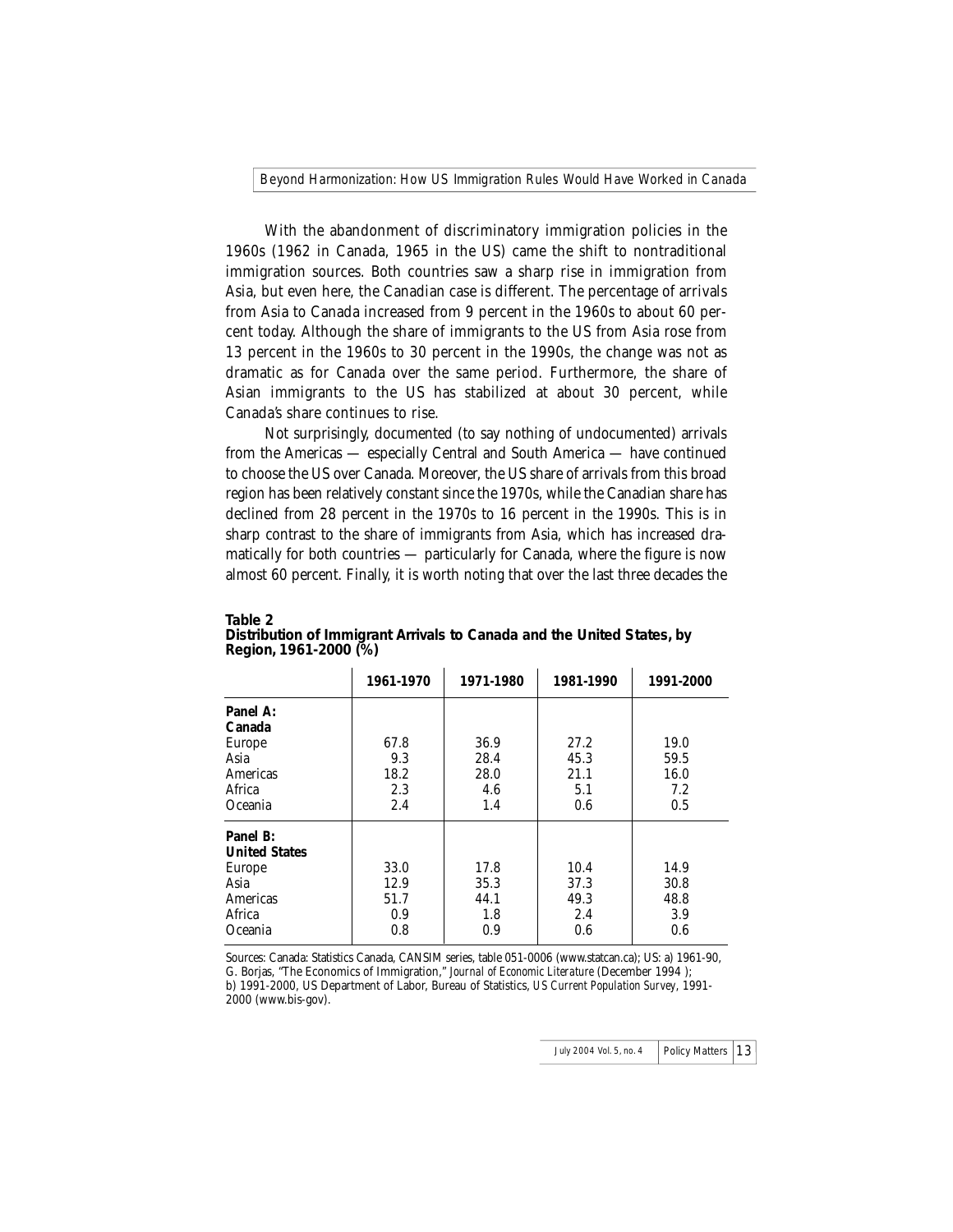With the abandonment of discriminatory immigration policies in the 1960s (1962 in Canada, 1965 in the US) came the shift to nontraditional immigration sources. Both countries saw a sharp rise in immigration from Asia, but even here, the Canadian case is different. The percentage of arrivals from Asia to Canada increased from 9 percent in the 1960s to about 60 percent today. Although the share of immigrants to the US from Asia rose from 13 percent in the 1960s to 30 percent in the 1990s, the change was not as dramatic as for Canada over the same period. Furthermore, the share of Asian immigrants to the US has stabilized at about 30 percent, while Canada's share continues to rise.

Not surprisingly, documented (to say nothing of undocumented) arrivals from the Americas — especially Central and South America — have continued to choose the US over Canada. Moreover, the US share of arrivals from this broad region has been relatively constant since the 1970s, while the Canadian share has declined from 28 percent in the 1970s to 16 percent in the 1990s. This is in sharp contrast to the share of immigrants from Asia, which has increased dramatically for both countries — particularly for Canada, where the figure is now almost 60 percent. Finally, it is worth noting that over the last three decades the

**Table 2**
**Distribution of Immigrant Arrivals to Canada and the United States, by Region, 1961-2000 (%)**

| | 1961-1970 | 1971-1980 | 1981-1990 | 1991-2000 |
|---|---|---|---|---|
| **Panel A: Canada** | | | | |
| Europe | 67.8 | 36.9 | 27.2 | 19.0 |
| Asia | 9.3 | 28.4 | 45.3 | 59.5 |
| Americas | 18.2 | 28.0 | 21.1 | 16.0 |
| Africa | 2.3 | 4.6 | 5.1 | 7.2 |
| Oceania | 2.4 | 1.4 | 0.6 | 0.5 |
| **Panel B: United States** | | | | |
| Europe | 33.0 | 17.8 | 10.4 | 14.9 |
| Asia | 12.9 | 35.3 | 37.3 | 30.8 |
| Americas | 51.7 | 44.1 | 49.3 | 48.8 |
| Africa | 0.9 | 1.8 | 2.4 | 3.9 |
| Oceania | 0.8 | 0.9 | 0.6 | 0.6 |

Sources: Canada: Statistics Canada, CANSIM series, table 051-0006 (www.statcan.ca); US: a) 1961-90, G. Borjas, "The Economics of Immigration," *Journal of Economic Literature* (December 1994 ); b) 1991-2000, US Department of Labor, Bureau of Statistics, *US Current Population Survey*, 1991-2000 (www.bis-gov).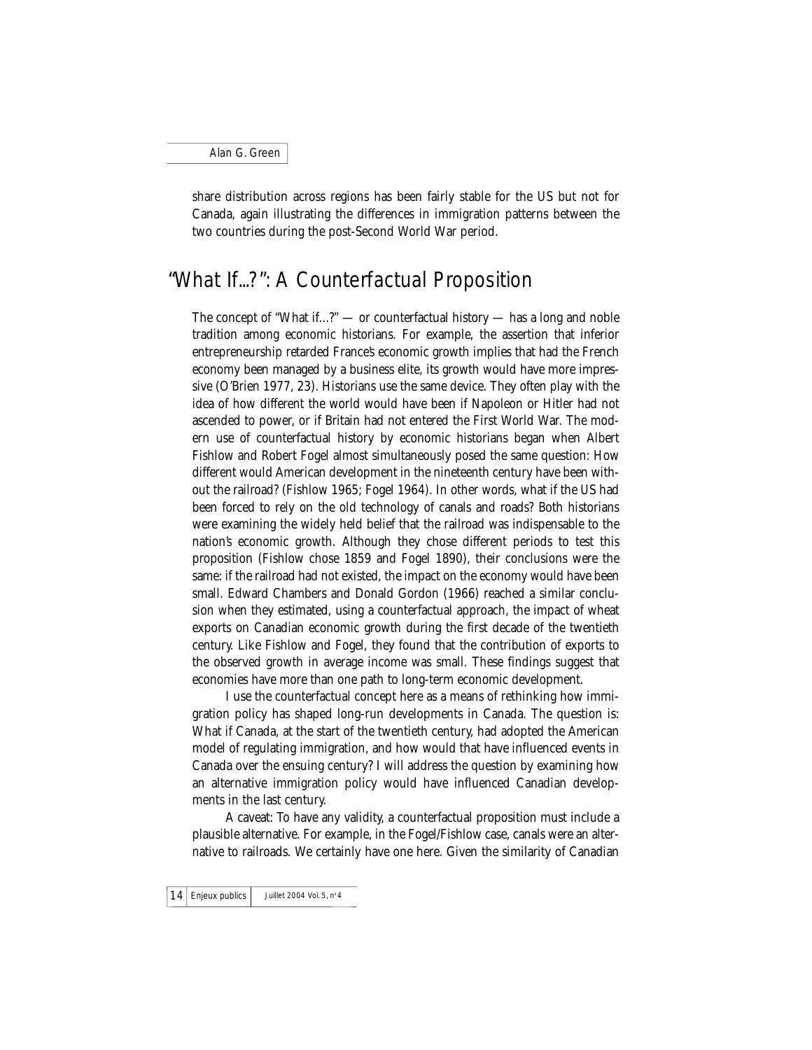share distribution across regions has been fairly stable for the US but not for Canada, again illustrating the differences in immigration patterns between the two countries during the post-Second World War period.

## "What If...?": A Counterfactual Proposition

The concept of "What if...?" — or counterfactual history — has a long and noble tradition among economic historians. For example, the assertion that inferior entrepreneurship retarded France's economic growth implies that had the French economy been managed by a business elite, its growth would have more impressive (O'Brien 1977, 23). Historians use the same device. They often play with the idea of how different the world would have been if Napoleon or Hitler had not ascended to power, or if Britain had not entered the First World War. The modern use of counterfactual history by economic historians began when Albert Fishlow and Robert Fogel almost simultaneously posed the same question: How different would American development in the nineteenth century have been without the railroad? (Fishlow 1965; Fogel 1964). In other words, what if the US had been forced to rely on the old technology of canals and roads? Both historians were examining the widely held belief that the railroad was indispensable to the nation's economic growth. Although they chose different periods to test this proposition (Fishlow chose 1859 and Fogel 1890), their conclusions were the same: if the railroad had not existed, the impact on the economy would have been small. Edward Chambers and Donald Gordon (1966) reached a similar conclusion when they estimated, using a counterfactual approach, the impact of wheat exports on Canadian economic growth during the first decade of the twentieth century. Like Fishlow and Fogel, they found that the contribution of exports to the observed growth in average income was small. These findings suggest that economies have more than one path to long-term economic development.

I use the counterfactual concept here as a means of rethinking how immigration policy has shaped long-run developments in Canada. The question is: What if Canada, at the start of the twentieth century, had adopted the American model of regulating immigration, and how would that have influenced events in Canada over the ensuing century? I will address the question by examining how an alternative immigration policy would have influenced Canadian developments in the last century.

A caveat: To have any validity, a counterfactual proposition must include a plausible alternative. For example, in the Fogel/Fishlow case, canals were an alternative to railroads. We certainly have one here. Given the similarity of Canadian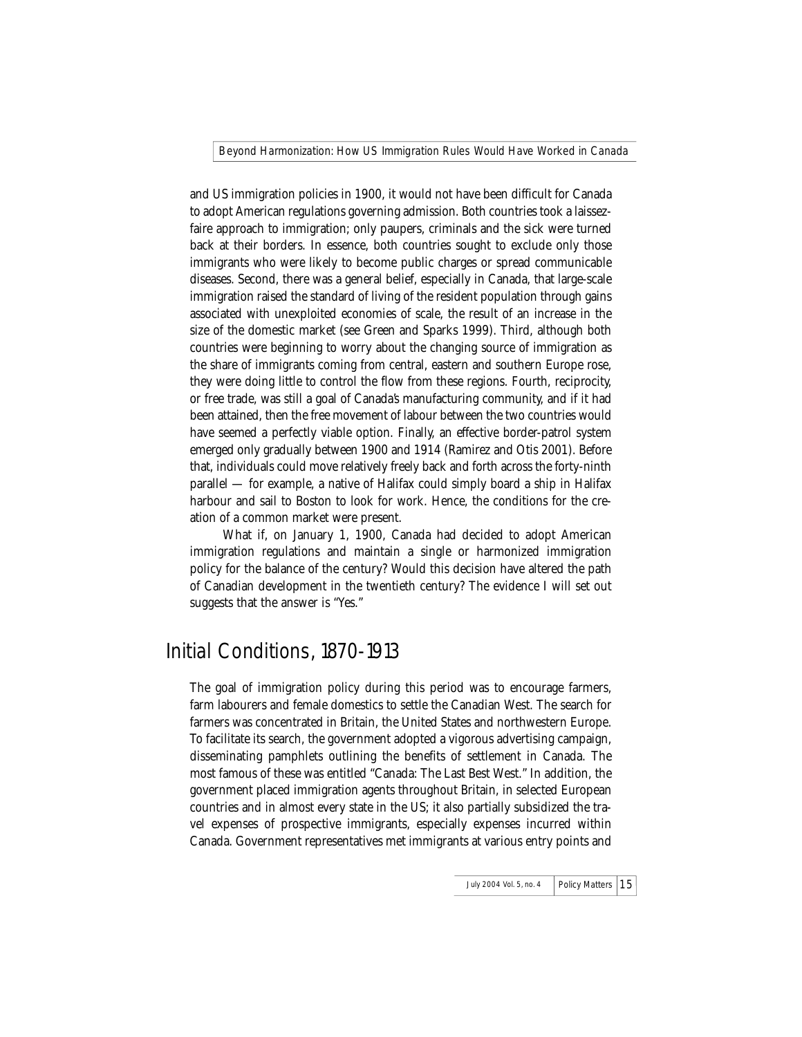and US immigration policies in 1900, it would not have been difficult for Canada to adopt American regulations governing admission. Both countries took a laissez-faire approach to immigration; only paupers, criminals and the sick were turned back at their borders. In essence, both countries sought to exclude only those immigrants who were likely to become public charges or spread communicable diseases. Second, there was a general belief, especially in Canada, that large-scale immigration raised the standard of living of the resident population through gains associated with unexploited economies of scale, the result of an increase in the size of the domestic market (see Green and Sparks 1999). Third, although both countries were beginning to worry about the changing source of immigration as the share of immigrants coming from central, eastern and southern Europe rose, they were doing little to control the flow from these regions. Fourth, reciprocity, or free trade, was still a goal of Canada's manufacturing community, and if it had been attained, then the free movement of labour between the two countries would have seemed a perfectly viable option. Finally, an effective border-patrol system emerged only gradually between 1900 and 1914 (Ramirez and Otis 2001). Before that, individuals could move relatively freely back and forth across the forty-ninth parallel — for example, a native of Halifax could simply board a ship in Halifax harbour and sail to Boston to look for work. Hence, the conditions for the creation of a common market were present.

What if, on January 1, 1900, Canada had decided to adopt American immigration regulations and maintain a single or harmonized immigration policy for the balance of the century? Would this decision have altered the path of Canadian development in the twentieth century? The evidence I will set out suggests that the answer is "Yes."

## Initial Conditions, 1870-1913

The goal of immigration policy during this period was to encourage farmers, farm labourers and female domestics to settle the Canadian West. The search for farmers was concentrated in Britain, the United States and northwestern Europe. To facilitate its search, the government adopted a vigorous advertising campaign, disseminating pamphlets outlining the benefits of settlement in Canada. The most famous of these was entitled "Canada: The Last Best West." In addition, the government placed immigration agents throughout Britain, in selected European countries and in almost every state in the US; it also partially subsidized the travel expenses of prospective immigrants, especially expenses incurred within Canada. Government representatives met immigrants at various entry points and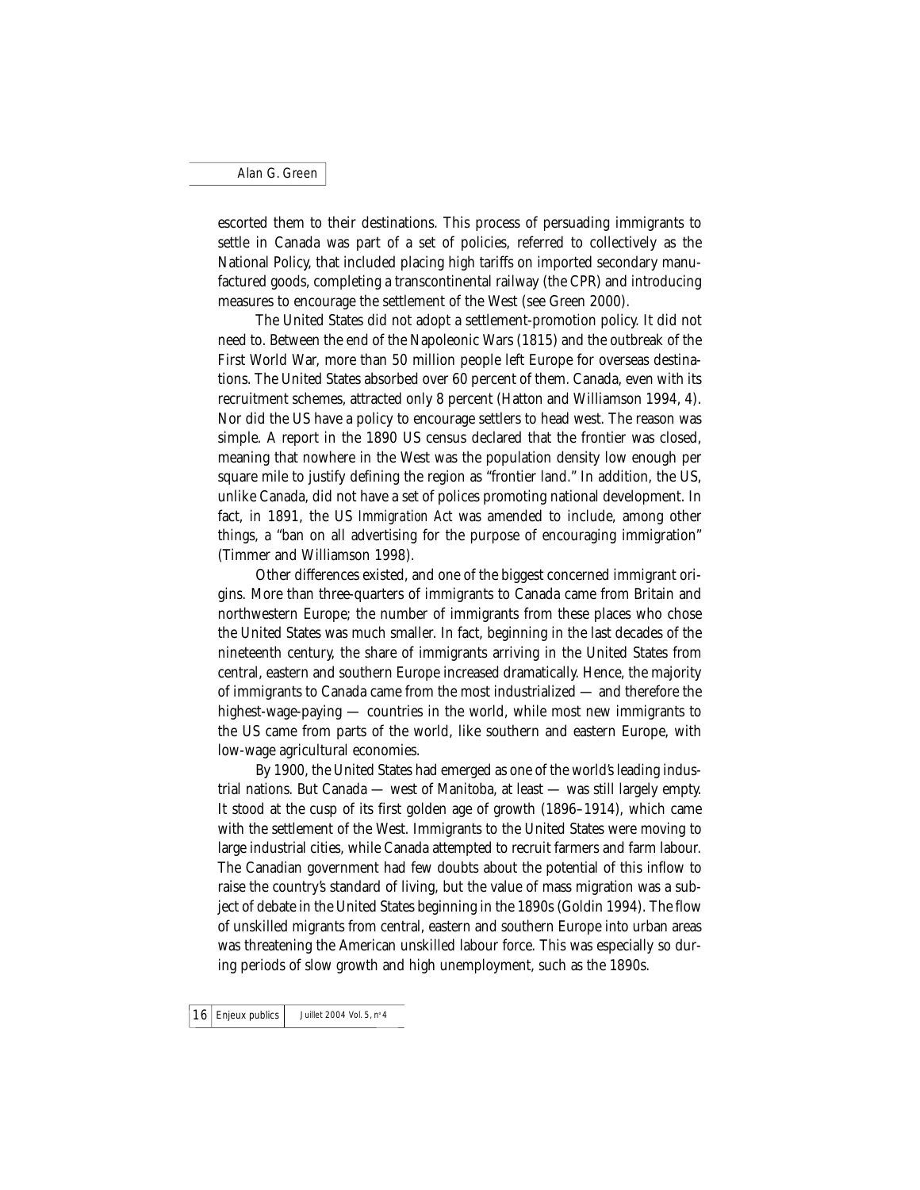escorted them to their destinations. This process of persuading immigrants to settle in Canada was part of a set of policies, referred to collectively as the National Policy, that included placing high tariffs on imported secondary manufactured goods, completing a transcontinental railway (the CPR) and introducing measures to encourage the settlement of the West (see Green 2000).

The United States did not adopt a settlement-promotion policy. It did not need to. Between the end of the Napoleonic Wars (1815) and the outbreak of the First World War, more than 50 million people left Europe for overseas destinations. The United States absorbed over 60 percent of them. Canada, even with its recruitment schemes, attracted only 8 percent (Hatton and Williamson 1994, 4). Nor did the US have a policy to encourage settlers to head west. The reason was simple. A report in the 1890 US census declared that the frontier was closed, meaning that nowhere in the West was the population density low enough per square mile to justify defining the region as "frontier land." In addition, the US, unlike Canada, did not have a set of polices promoting national development. In fact, in 1891, the US *Immigration Act* was amended to include, among other things, a "ban on all advertising for the purpose of encouraging immigration" (Timmer and Williamson 1998).

Other differences existed, and one of the biggest concerned immigrant origins. More than three-quarters of immigrants to Canada came from Britain and northwestern Europe; the number of immigrants from these places who chose the United States was much smaller. In fact, beginning in the last decades of the nineteenth century, the share of immigrants arriving in the United States from central, eastern and southern Europe increased dramatically. Hence, the majority of immigrants to Canada came from the most industrialized — and therefore the highest-wage-paying — countries in the world, while most new immigrants to the US came from parts of the world, like southern and eastern Europe, with low-wage agricultural economies.

By 1900, the United States had emerged as one of the world's leading industrial nations. But Canada — west of Manitoba, at least — was still largely empty. It stood at the cusp of its first golden age of growth (1896–1914), which came with the settlement of the West. Immigrants to the United States were moving to large industrial cities, while Canada attempted to recruit farmers and farm labour. The Canadian government had few doubts about the potential of this inflow to raise the country's standard of living, but the value of mass migration was a subject of debate in the United States beginning in the 1890s (Goldin 1994). The flow of unskilled migrants from central, eastern and southern Europe into urban areas was threatening the American unskilled labour force. This was especially so during periods of slow growth and high unemployment, such as the 1890s.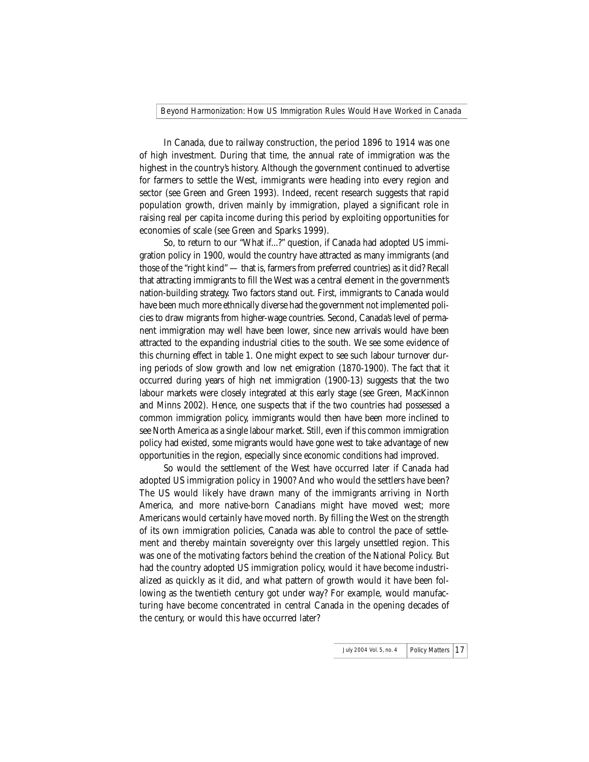In Canada, due to railway construction, the period 1896 to 1914 was one of high investment. During that time, the annual rate of immigration was the highest in the country's history. Although the government continued to advertise for farmers to settle the West, immigrants were heading into every region and sector (see Green and Green 1993). Indeed, recent research suggests that rapid population growth, driven mainly by immigration, played a significant role in raising real per capita income during this period by exploiting opportunities for economies of scale (see Green and Sparks 1999).

So, to return to our "What if...?" question, if Canada had adopted US immigration policy in 1900, would the country have attracted as many immigrants (and those of the "right kind" — that is, farmers from preferred countries) as it did? Recall that attracting immigrants to fill the West was a central element in the government's nation-building strategy. Two factors stand out. First, immigrants to Canada would have been much more ethnically diverse had the government not implemented policies to draw migrants from higher-wage countries. Second, Canada's level of permanent immigration may well have been lower, since new arrivals would have been attracted to the expanding industrial cities to the south. We see some evidence of this churning effect in table 1. One might expect to see such labour turnover during periods of slow growth and low net emigration (1870-1900). The fact that it occurred during years of high net immigration (1900-13) suggests that the two labour markets were closely integrated at this early stage (see Green, MacKinnon and Minns 2002). Hence, one suspects that if the two countries had possessed a common immigration policy, immigrants would then have been more inclined to see North America as a single labour market. Still, even if this common immigration policy had existed, some migrants would have gone west to take advantage of new opportunities in the region, especially since economic conditions had improved.

So would the settlement of the West have occurred later if Canada had adopted US immigration policy in 1900? And who would the settlers have been? The US would likely have drawn many of the immigrants arriving in North America, and more native-born Canadians might have moved west; more Americans would certainly have moved north. By filling the West on the strength of its own immigration policies, Canada was able to control the pace of settlement and thereby maintain sovereignty over this largely unsettled region. This was one of the motivating factors behind the creation of the National Policy. But had the country adopted US immigration policy, would it have become industrialized as quickly as it did, and what pattern of growth would it have been following as the twentieth century got under way? For example, would manufacturing have become concentrated in central Canada in the opening decades of the century, or would this have occurred later?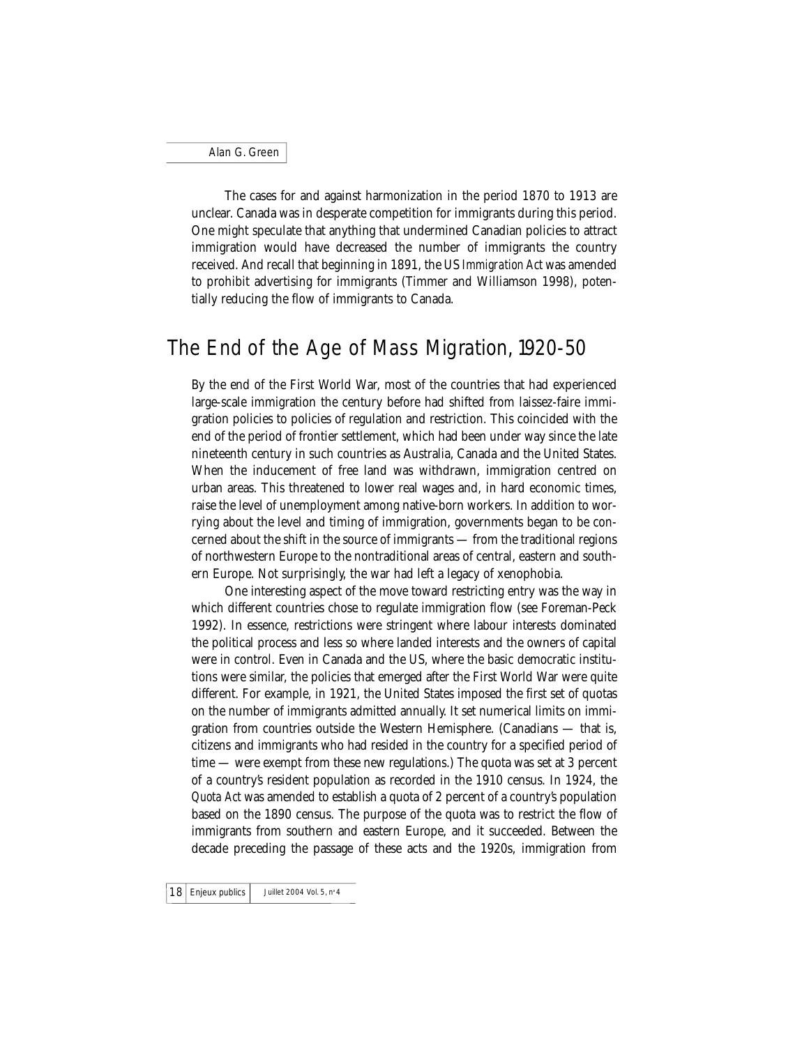The cases for and against harmonization in the period 1870 to 1913 are unclear. Canada was in desperate competition for immigrants during this period. One might speculate that anything that undermined Canadian policies to attract immigration would have decreased the number of immigrants the country received. And recall that beginning in 1891, the US *Immigration Act* was amended to prohibit advertising for immigrants (Timmer and Williamson 1998), potentially reducing the flow of immigrants to Canada.

## The End of the Age of Mass Migration, 1920-50

By the end of the First World War, most of the countries that had experienced large-scale immigration the century before had shifted from laissez-faire immigration policies to policies of regulation and restriction. This coincided with the end of the period of frontier settlement, which had been under way since the late nineteenth century in such countries as Australia, Canada and the United States. When the inducement of free land was withdrawn, immigration centred on urban areas. This threatened to lower real wages and, in hard economic times, raise the level of unemployment among native-born workers. In addition to worrying about the level and timing of immigration, governments began to be concerned about the shift in the source of immigrants — from the traditional regions of northwestern Europe to the nontraditional areas of central, eastern and southern Europe. Not surprisingly, the war had left a legacy of xenophobia.

One interesting aspect of the move toward restricting entry was the way in which different countries chose to regulate immigration flow (see Foreman-Peck 1992). In essence, restrictions were stringent where labour interests dominated the political process and less so where landed interests and the owners of capital were in control. Even in Canada and the US, where the basic democratic institutions were similar, the policies that emerged after the First World War were quite different. For example, in 1921, the United States imposed the first set of quotas on the number of immigrants admitted annually. It set numerical limits on immigration from countries outside the Western Hemisphere. (Canadians — that is, citizens and immigrants who had resided in the country for a specified period of time — were exempt from these new regulations.) The quota was set at 3 percent of a country's resident population as recorded in the 1910 census. In 1924, the *Quota Act* was amended to establish a quota of 2 percent of a country's population based on the 1890 census. The purpose of the quota was to restrict the flow of immigrants from southern and eastern Europe, and it succeeded. Between the decade preceding the passage of these acts and the 1920s, immigration from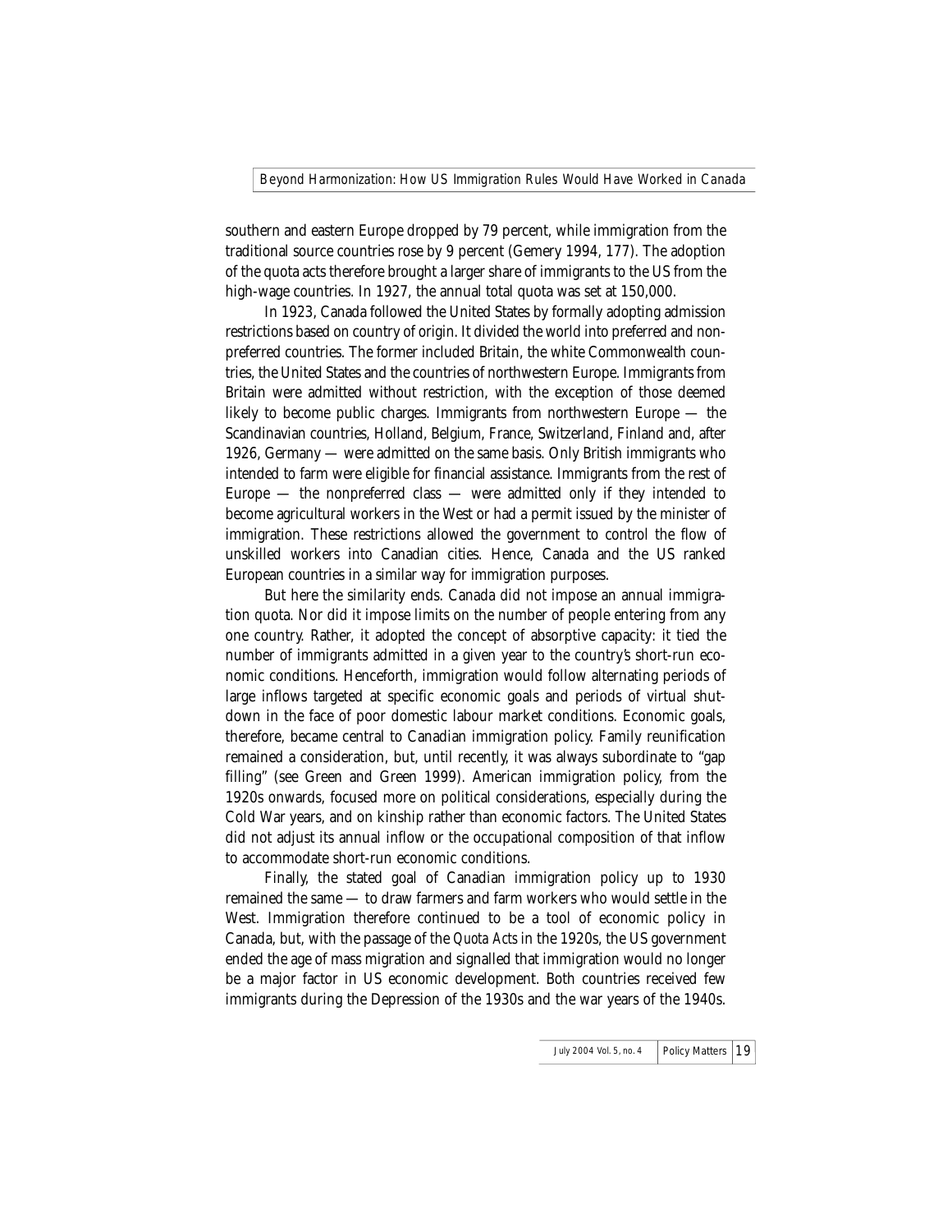southern and eastern Europe dropped by 79 percent, while immigration from the traditional source countries rose by 9 percent (Gemery 1994, 177). The adoption of the quota acts therefore brought a larger share of immigrants to the US from the high-wage countries. In 1927, the annual total quota was set at 150,000.

In 1923, Canada followed the United States by formally adopting admission restrictions based on country of origin. It divided the world into preferred and nonpreferred countries. The former included Britain, the white Commonwealth countries, the United States and the countries of northwestern Europe. Immigrants from Britain were admitted without restriction, with the exception of those deemed likely to become public charges. Immigrants from northwestern Europe — the Scandinavian countries, Holland, Belgium, France, Switzerland, Finland and, after 1926, Germany — were admitted on the same basis. Only British immigrants who intended to farm were eligible for financial assistance. Immigrants from the rest of Europe — the nonpreferred class — were admitted only if they intended to become agricultural workers in the West or had a permit issued by the minister of immigration. These restrictions allowed the government to control the flow of unskilled workers into Canadian cities. Hence, Canada and the US ranked European countries in a similar way for immigration purposes.

But here the similarity ends. Canada did not impose an annual immigration quota. Nor did it impose limits on the number of people entering from any one country. Rather, it adopted the concept of absorptive capacity: it tied the number of immigrants admitted in a given year to the country's short-run economic conditions. Henceforth, immigration would follow alternating periods of large inflows targeted at specific economic goals and periods of virtual shutdown in the face of poor domestic labour market conditions. Economic goals, therefore, became central to Canadian immigration policy. Family reunification remained a consideration, but, until recently, it was always subordinate to "gap filling" (see Green and Green 1999). American immigration policy, from the 1920s onwards, focused more on political considerations, especially during the Cold War years, and on kinship rather than economic factors. The United States did not adjust its annual inflow or the occupational composition of that inflow to accommodate short-run economic conditions.

Finally, the stated goal of Canadian immigration policy up to 1930 remained the same — to draw farmers and farm workers who would settle in the West. Immigration therefore continued to be a tool of economic policy in Canada, but, with the passage of the *Quota Acts* in the 1920s, the US government ended the age of mass migration and signalled that immigration would no longer be a major factor in US economic development. Both countries received few immigrants during the Depression of the 1930s and the war years of the 1940s.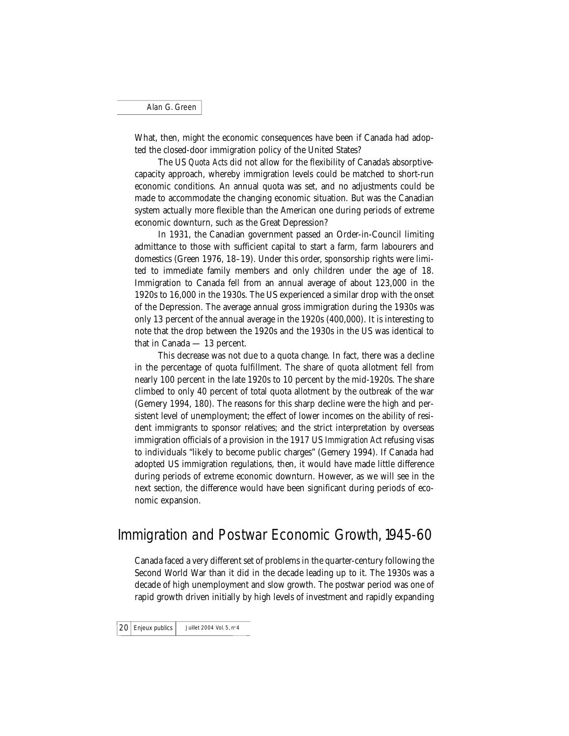What, then, might the economic consequences have been if Canada had adopted the closed-door immigration policy of the United States?

The US *Quota Acts* did not allow for the flexibility of Canada's absorptive-capacity approach, whereby immigration levels could be matched to short-run economic conditions. An annual quota was set, and no adjustments could be made to accommodate the changing economic situation. But was the Canadian system actually more flexible than the American one during periods of extreme economic downturn, such as the Great Depression?

In 1931, the Canadian government passed an Order-in-Council limiting admittance to those with sufficient capital to start a farm, farm labourers and domestics (Green 1976, 18–19). Under this order, sponsorship rights were limited to immediate family members and only children under the age of 18. Immigration to Canada fell from an annual average of about 123,000 in the 1920s to 16,000 in the 1930s. The US experienced a similar drop with the onset of the Depression. The average annual gross immigration during the 1930s was only 13 percent of the annual average in the 1920s (400,000). It is interesting to note that the drop between the 1920s and the 1930s in the US was identical to that in Canada — 13 percent.

This decrease was not due to a quota change. In fact, there was a decline in the percentage of quota fulfillment. The share of quota allotment fell from nearly 100 percent in the late 1920s to 10 percent by the mid-1920s. The share climbed to only 40 percent of total quota allotment by the outbreak of the war (Gemery 1994, 180). The reasons for this sharp decline were the high and persistent level of unemployment; the effect of lower incomes on the ability of resident immigrants to sponsor relatives; and the strict interpretation by overseas immigration officials of a provision in the 1917 US *Immigration Act* refusing visas to individuals "likely to become public charges" (Gemery 1994). If Canada had adopted US immigration regulations, then, it would have made little difference during periods of extreme economic downturn. However, as we will see in the next section, the difference would have been significant during periods of economic expansion.

## Immigration and Postwar Economic Growth, 1945-60

Canada faced a very different set of problems in the quarter-century following the Second World War than it did in the decade leading up to it. The 1930s was a decade of high unemployment and slow growth. The postwar period was one of rapid growth driven initially by high levels of investment and rapidly expanding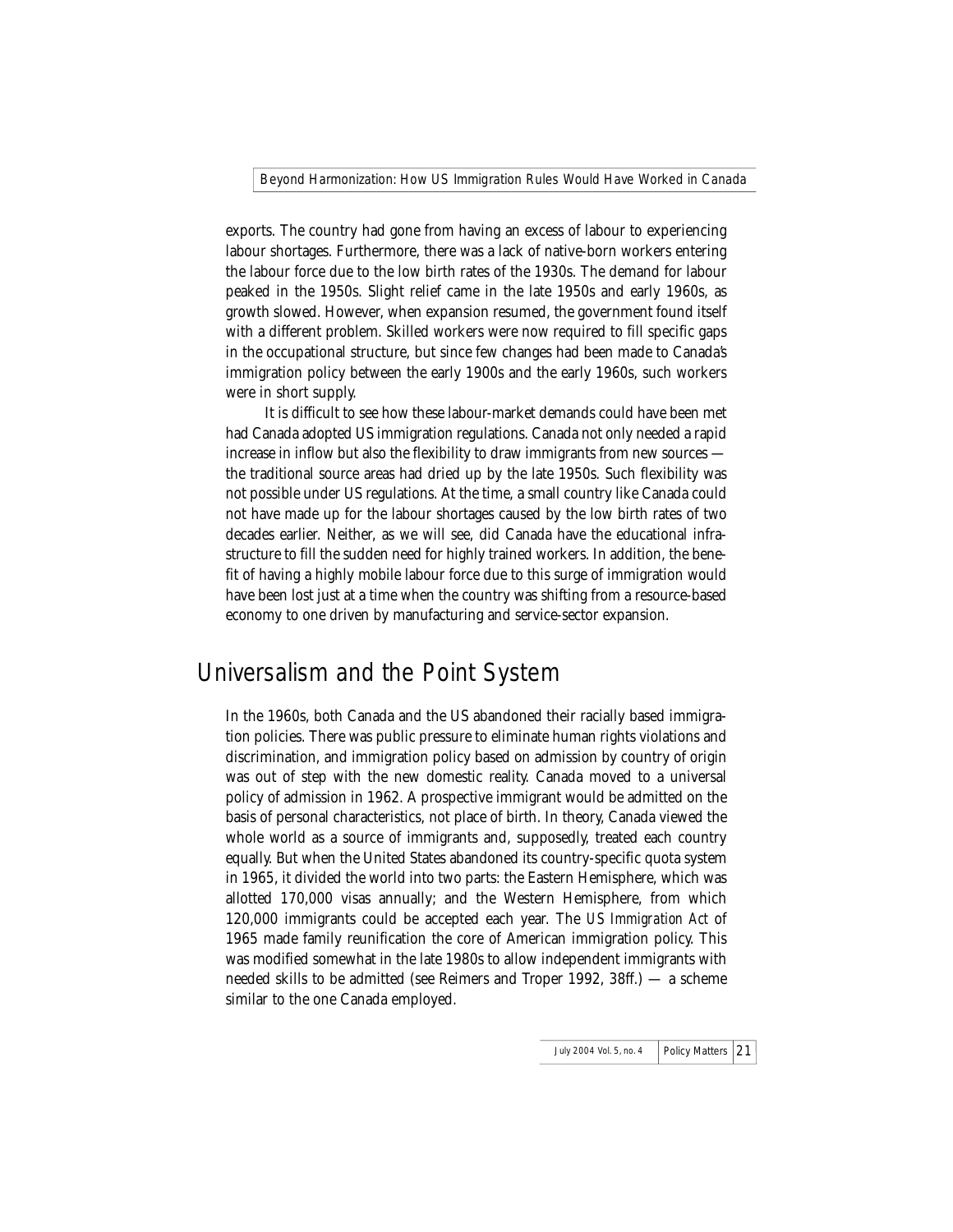exports. The country had gone from having an excess of labour to experiencing labour shortages. Furthermore, there was a lack of native-born workers entering the labour force due to the low birth rates of the 1930s. The demand for labour peaked in the 1950s. Slight relief came in the late 1950s and early 1960s, as growth slowed. However, when expansion resumed, the government found itself with a different problem. Skilled workers were now required to fill specific gaps in the occupational structure, but since few changes had been made to Canada's immigration policy between the early 1900s and the early 1960s, such workers were in short supply.

It is difficult to see how these labour-market demands could have been met had Canada adopted US immigration regulations. Canada not only needed a rapid increase in inflow but also the flexibility to draw immigrants from new sources — the traditional source areas had dried up by the late 1950s. Such flexibility was not possible under US regulations. At the time, a small country like Canada could not have made up for the labour shortages caused by the low birth rates of two decades earlier. Neither, as we will see, did Canada have the educational infrastructure to fill the sudden need for highly trained workers. In addition, the benefit of having a highly mobile labour force due to this surge of immigration would have been lost just at a time when the country was shifting from a resource-based economy to one driven by manufacturing and service-sector expansion.

## Universalism and the Point System

In the 1960s, both Canada and the US abandoned their racially based immigration policies. There was public pressure to eliminate human rights violations and discrimination, and immigration policy based on admission by country of origin was out of step with the new domestic reality. Canada moved to a universal policy of admission in 1962. A prospective immigrant would be admitted on the basis of personal characteristics, not place of birth. In theory, Canada viewed the whole world as a source of immigrants and, supposedly, treated each country equally. But when the United States abandoned its country-specific quota system in 1965, it divided the world into two parts: the Eastern Hemisphere, which was allotted 170,000 visas annually; and the Western Hemisphere, from which 120,000 immigrants could be accepted each year. The *US Immigration Act* of 1965 made family reunification the core of American immigration policy. This was modified somewhat in the late 1980s to allow independent immigrants with needed skills to be admitted (see Reimers and Troper 1992, 38ff.) — a scheme similar to the one Canada employed.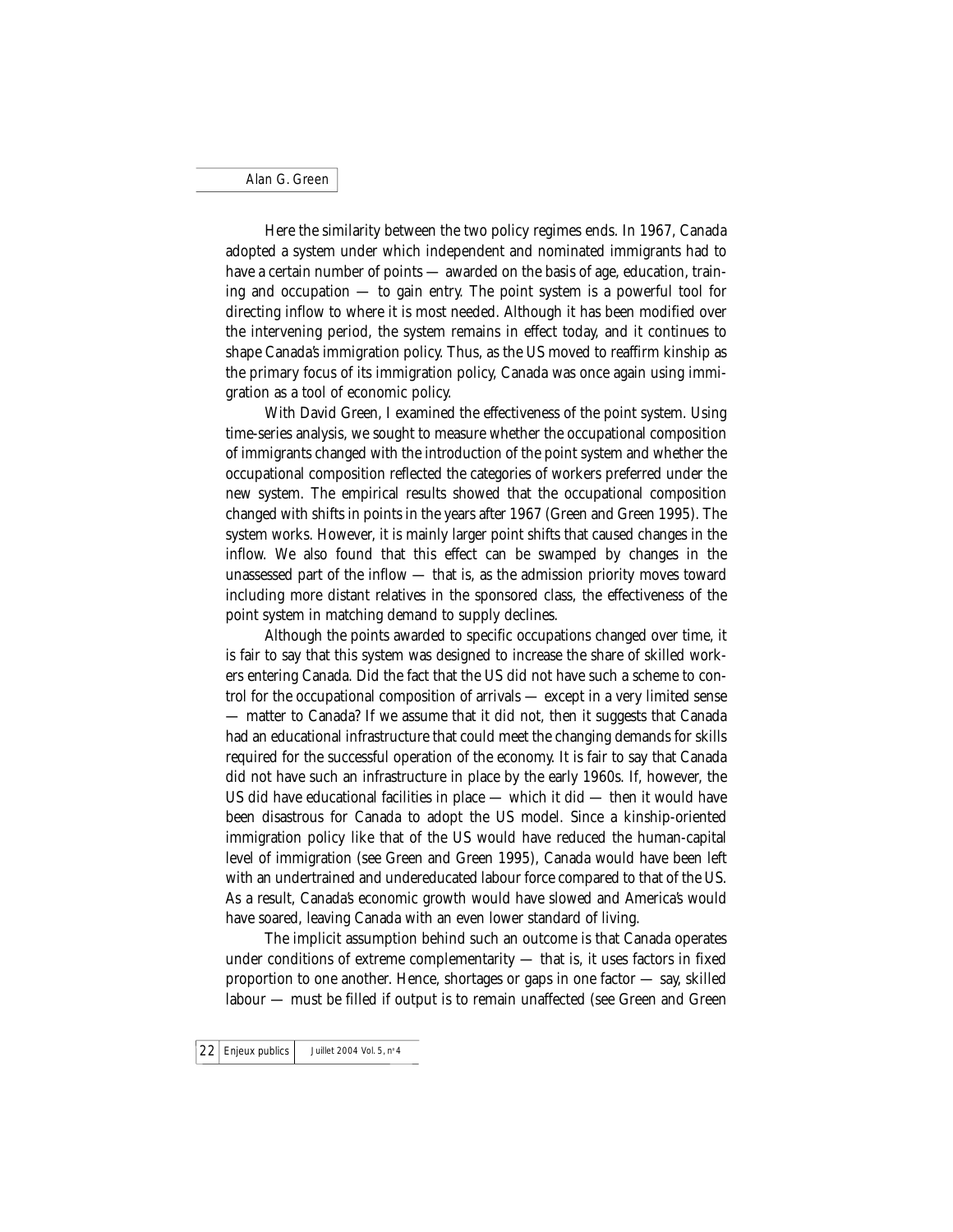Here the similarity between the two policy regimes ends. In 1967, Canada adopted a system under which independent and nominated immigrants had to have a certain number of points — awarded on the basis of age, education, training and occupation — to gain entry. The point system is a powerful tool for directing inflow to where it is most needed. Although it has been modified over the intervening period, the system remains in effect today, and it continues to shape Canada's immigration policy. Thus, as the US moved to reaffirm kinship as the primary focus of its immigration policy, Canada was once again using immigration as a tool of economic policy.

With David Green, I examined the effectiveness of the point system. Using time-series analysis, we sought to measure whether the occupational composition of immigrants changed with the introduction of the point system and whether the occupational composition reflected the categories of workers preferred under the new system. The empirical results showed that the occupational composition changed with shifts in points in the years after 1967 (Green and Green 1995). The system works. However, it is mainly larger point shifts that caused changes in the inflow. We also found that this effect can be swamped by changes in the unassessed part of the inflow — that is, as the admission priority moves toward including more distant relatives in the sponsored class, the effectiveness of the point system in matching demand to supply declines.

Although the points awarded to specific occupations changed over time, it is fair to say that this system was designed to increase the share of skilled workers entering Canada. Did the fact that the US did not have such a scheme to control for the occupational composition of arrivals — except in a very limited sense — matter to Canada? If we assume that it did not, then it suggests that Canada had an educational infrastructure that could meet the changing demands for skills required for the successful operation of the economy. It is fair to say that Canada did not have such an infrastructure in place by the early 1960s. If, however, the US did have educational facilities in place — which it did — then it would have been disastrous for Canada to adopt the US model. Since a kinship-oriented immigration policy like that of the US would have reduced the human-capital level of immigration (see Green and Green 1995), Canada would have been left with an undertrained and undereducated labour force compared to that of the US. As a result, Canada's economic growth would have slowed and America's would have soared, leaving Canada with an even lower standard of living.

The implicit assumption behind such an outcome is that Canada operates under conditions of extreme complementarity — that is, it uses factors in fixed proportion to one another. Hence, shortages or gaps in one factor — say, skilled labour — must be filled if output is to remain unaffected (see Green and Green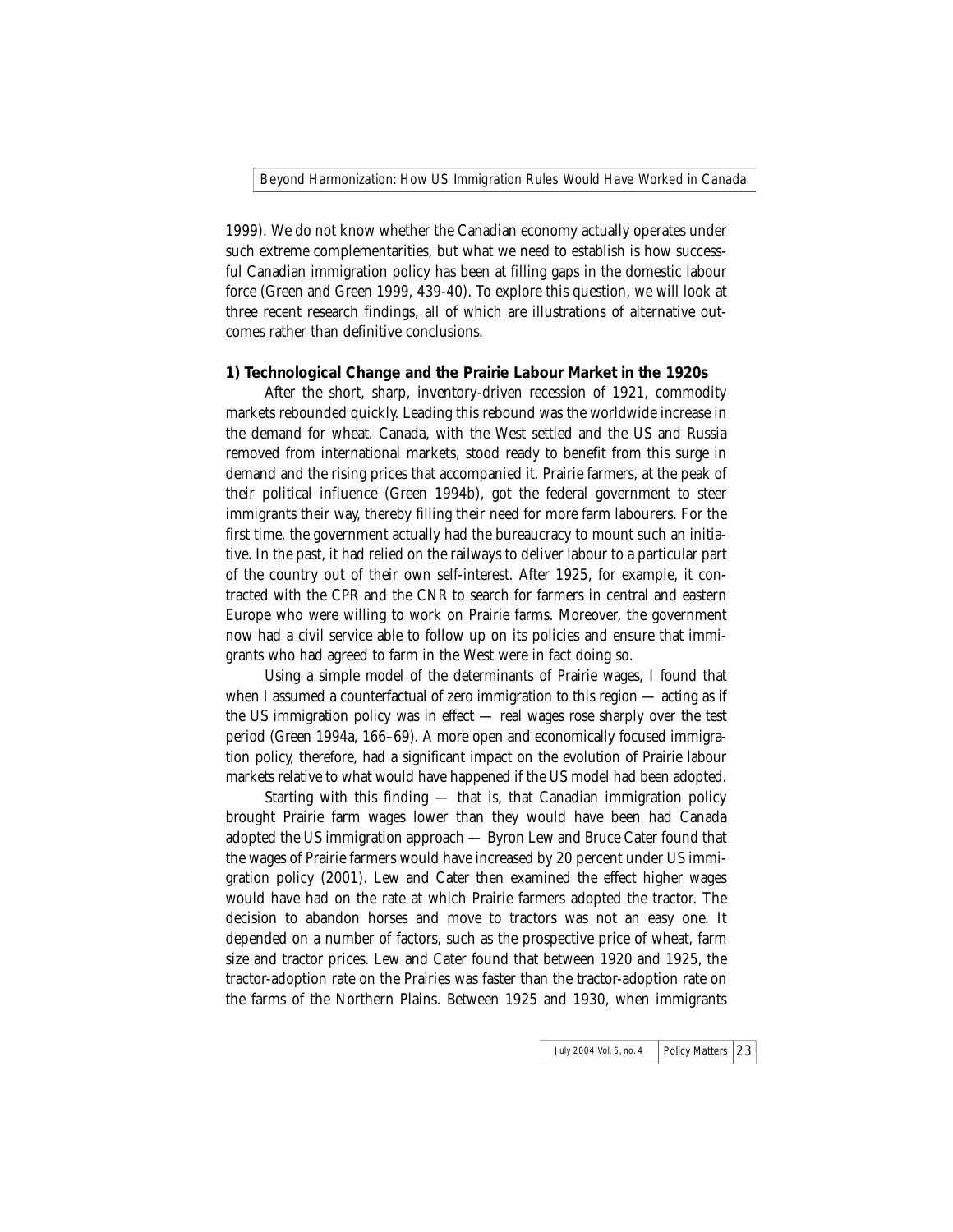1999). We do not know whether the Canadian economy actually operates under such extreme complementarities, but what we need to establish is how successful Canadian immigration policy has been at filling gaps in the domestic labour force (Green and Green 1999, 439-40). To explore this question, we will look at three recent research findings, all of which are illustrations of alternative outcomes rather than definitive conclusions.

**1) Technological Change and the Prairie Labour Market in the 1920s**

After the short, sharp, inventory-driven recession of 1921, commodity markets rebounded quickly. Leading this rebound was the worldwide increase in the demand for wheat. Canada, with the West settled and the US and Russia removed from international markets, stood ready to benefit from this surge in demand and the rising prices that accompanied it. Prairie farmers, at the peak of their political influence (Green 1994b), got the federal government to steer immigrants their way, thereby filling their need for more farm labourers. For the first time, the government actually had the bureaucracy to mount such an initiative. In the past, it had relied on the railways to deliver labour to a particular part of the country out of their own self-interest. After 1925, for example, it contracted with the CPR and the CNR to search for farmers in central and eastern Europe who were willing to work on Prairie farms. Moreover, the government now had a civil service able to follow up on its policies and ensure that immigrants who had agreed to farm in the West were in fact doing so.

Using a simple model of the determinants of Prairie wages, I found that when I assumed a counterfactual of zero immigration to this region — acting as if the US immigration policy was in effect — real wages rose sharply over the test period (Green 1994a, 166–69). A more open and economically focused immigration policy, therefore, had a significant impact on the evolution of Prairie labour markets relative to what would have happened if the US model had been adopted.

Starting with this finding — that is, that Canadian immigration policy brought Prairie farm wages lower than they would have been had Canada adopted the US immigration approach — Byron Lew and Bruce Cater found that the wages of Prairie farmers would have increased by 20 percent under US immigration policy (2001). Lew and Cater then examined the effect higher wages would have had on the rate at which Prairie farmers adopted the tractor. The decision to abandon horses and move to tractors was not an easy one. It depended on a number of factors, such as the prospective price of wheat, farm size and tractor prices. Lew and Cater found that between 1920 and 1925, the tractor-adoption rate on the Prairies was faster than the tractor-adoption rate on the farms of the Northern Plains. Between 1925 and 1930, when immigrants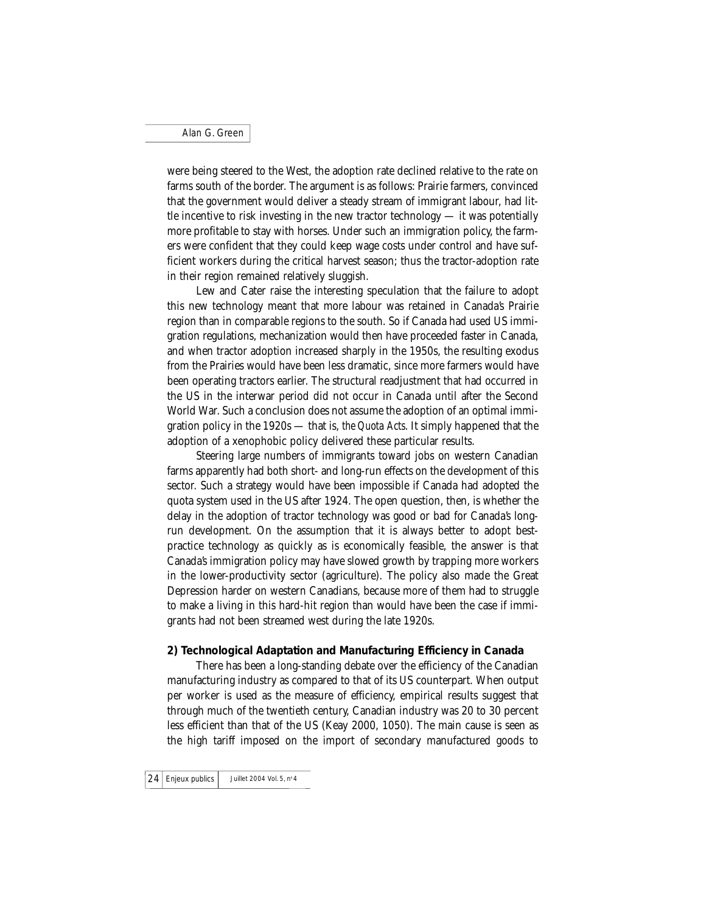were being steered to the West, the adoption rate declined relative to the rate on farms south of the border. The argument is as follows: Prairie farmers, convinced that the government would deliver a steady stream of immigrant labour, had little incentive to risk investing in the new tractor technology — it was potentially more profitable to stay with horses. Under such an immigration policy, the farmers were confident that they could keep wage costs under control and have sufficient workers during the critical harvest season; thus the tractor-adoption rate in their region remained relatively sluggish.

Lew and Cater raise the interesting speculation that the failure to adopt this new technology meant that more labour was retained in Canada's Prairie region than in comparable regions to the south. So if Canada had used US immigration regulations, mechanization would then have proceeded faster in Canada, and when tractor adoption increased sharply in the 1950s, the resulting exodus from the Prairies would have been less dramatic, since more farmers would have been operating tractors earlier. The structural readjustment that had occurred in the US in the interwar period did not occur in Canada until after the Second World War. Such a conclusion does not assume the adoption of an optimal immigration policy in the 1920s — that is, *the Quota Acts*. It simply happened that the adoption of a xenophobic policy delivered these particular results.

Steering large numbers of immigrants toward jobs on western Canadian farms apparently had both short- and long-run effects on the development of this sector. Such a strategy would have been impossible if Canada had adopted the quota system used in the US after 1924. The open question, then, is whether the delay in the adoption of tractor technology was good or bad for Canada's long-run development. On the assumption that it is always better to adopt best-practice technology as quickly as is economically feasible, the answer is that Canada's immigration policy may have slowed growth by trapping more workers in the lower-productivity sector (agriculture). The policy also made the Great Depression harder on western Canadians, because more of them had to struggle to make a living in this hard-hit region than would have been the case if immigrants had not been streamed west during the late 1920s.

**2) Technological Adaptation and Manufacturing Efficiency in Canada**

There has been a long-standing debate over the efficiency of the Canadian manufacturing industry as compared to that of its US counterpart. When output per worker is used as the measure of efficiency, empirical results suggest that through much of the twentieth century, Canadian industry was 20 to 30 percent less efficient than that of the US (Keay 2000, 1050). The main cause is seen as the high tariff imposed on the import of secondary manufactured goods to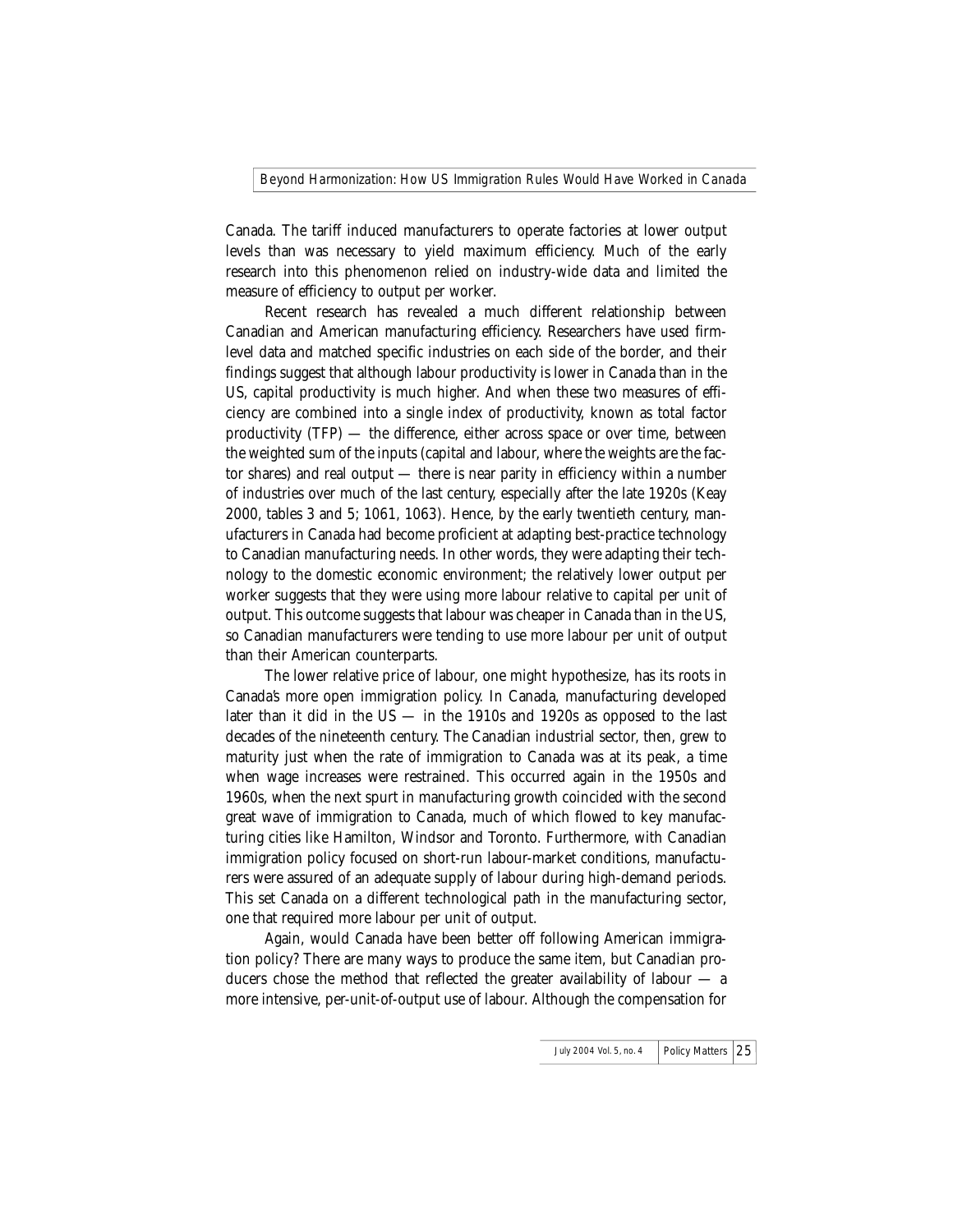Canada. The tariff induced manufacturers to operate factories at lower output levels than was necessary to yield maximum efficiency. Much of the early research into this phenomenon relied on industry-wide data and limited the measure of efficiency to output per worker.

Recent research has revealed a much different relationship between Canadian and American manufacturing efficiency. Researchers have used firm-level data and matched specific industries on each side of the border, and their findings suggest that although labour productivity is lower in Canada than in the US, capital productivity is much higher. And when these two measures of efficiency are combined into a single index of productivity, known as total factor productivity (TFP) — the difference, either across space or over time, between the weighted sum of the inputs (capital and labour, where the weights are the factor shares) and real output — there is near parity in efficiency within a number of industries over much of the last century, especially after the late 1920s (Keay 2000, tables 3 and 5; 1061, 1063). Hence, by the early twentieth century, manufacturers in Canada had become proficient at adapting best-practice technology to Canadian manufacturing needs. In other words, they were adapting their technology to the domestic economic environment; the relatively lower output per worker suggests that they were using more labour relative to capital per unit of output. This outcome suggests that labour was cheaper in Canada than in the US, so Canadian manufacturers were tending to use more labour per unit of output than their American counterparts.

The lower relative price of labour, one might hypothesize, has its roots in Canada's more open immigration policy. In Canada, manufacturing developed later than it did in the US — in the 1910s and 1920s as opposed to the last decades of the nineteenth century. The Canadian industrial sector, then, grew to maturity just when the rate of immigration to Canada was at its peak, a time when wage increases were restrained. This occurred again in the 1950s and 1960s, when the next spurt in manufacturing growth coincided with the second great wave of immigration to Canada, much of which flowed to key manufacturing cities like Hamilton, Windsor and Toronto. Furthermore, with Canadian immigration policy focused on short-run labour-market conditions, manufacturers were assured of an adequate supply of labour during high-demand periods. This set Canada on a different technological path in the manufacturing sector, one that required more labour per unit of output.

Again, would Canada have been better off following American immigration policy? There are many ways to produce the same item, but Canadian producers chose the method that reflected the greater availability of labour — a more intensive, per-unit-of-output use of labour. Although the compensation for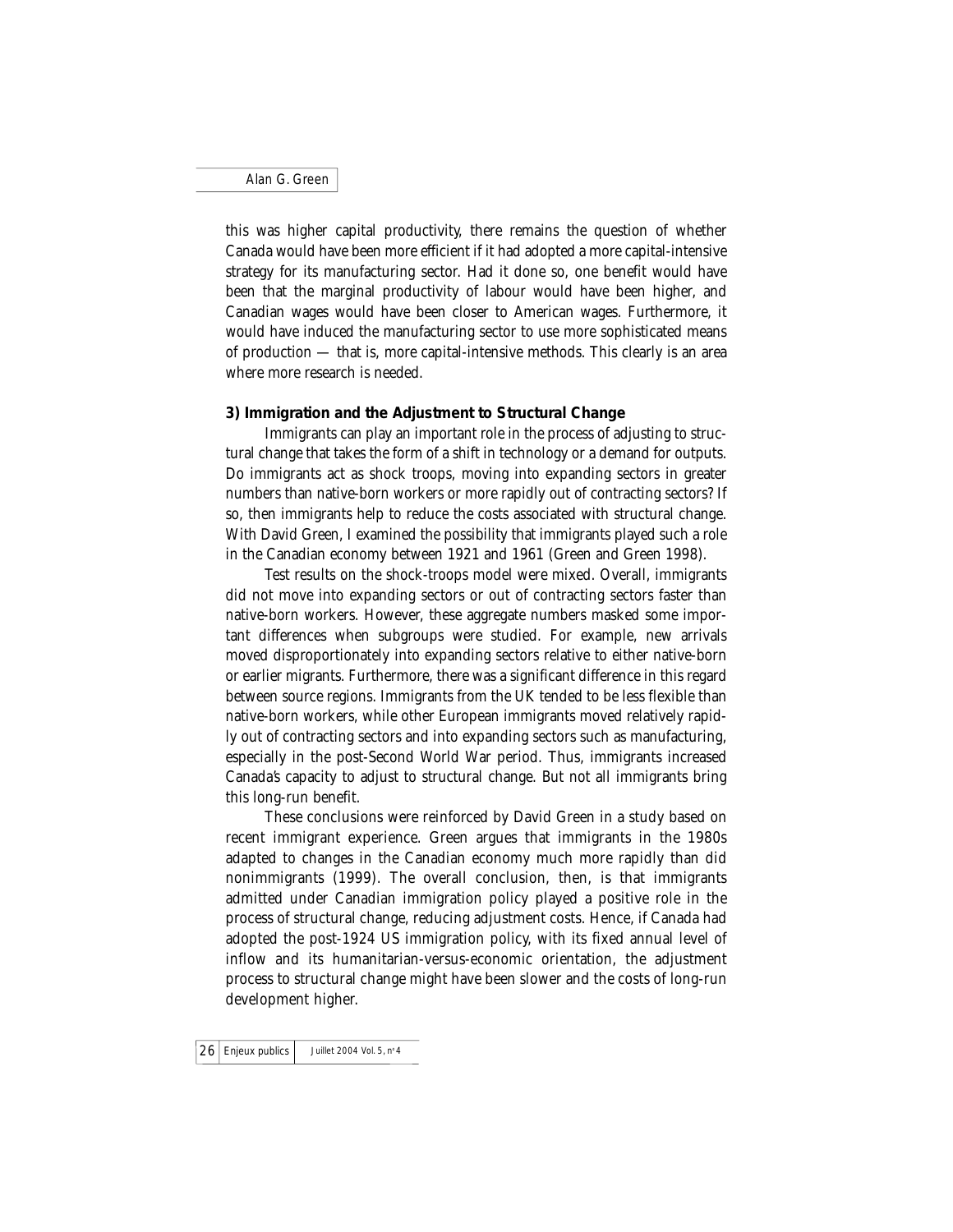this was higher capital productivity, there remains the question of whether Canada would have been more efficient if it had adopted a more capital-intensive strategy for its manufacturing sector. Had it done so, one benefit would have been that the marginal productivity of labour would have been higher, and Canadian wages would have been closer to American wages. Furthermore, it would have induced the manufacturing sector to use more sophisticated means of production — that is, more capital-intensive methods. This clearly is an area where more research is needed.

### 3) Immigration and the Adjustment to Structural Change

Immigrants can play an important role in the process of adjusting to structural change that takes the form of a shift in technology or a demand for outputs. Do immigrants act as shock troops, moving into expanding sectors in greater numbers than native-born workers or more rapidly out of contracting sectors? If so, then immigrants help to reduce the costs associated with structural change. With David Green, I examined the possibility that immigrants played such a role in the Canadian economy between 1921 and 1961 (Green and Green 1998).

Test results on the shock-troops model were mixed. Overall, immigrants did not move into expanding sectors or out of contracting sectors faster than native-born workers. However, these aggregate numbers masked some important differences when subgroups were studied. For example, new arrivals moved disproportionately into expanding sectors relative to either native-born or earlier migrants. Furthermore, there was a significant difference in this regard between source regions. Immigrants from the UK tended to be less flexible than native-born workers, while other European immigrants moved relatively rapidly out of contracting sectors and into expanding sectors such as manufacturing, especially in the post-Second World War period. Thus, immigrants increased Canada's capacity to adjust to structural change. But not all immigrants bring this long-run benefit.

These conclusions were reinforced by David Green in a study based on recent immigrant experience. Green argues that immigrants in the 1980s adapted to changes in the Canadian economy much more rapidly than did nonimmigrants (1999). The overall conclusion, then, is that immigrants admitted under Canadian immigration policy played a positive role in the process of structural change, reducing adjustment costs. Hence, if Canada had adopted the post-1924 US immigration policy, with its fixed annual level of inflow and its humanitarian-versus-economic orientation, the adjustment process to structural change might have been slower and the costs of long-run development higher.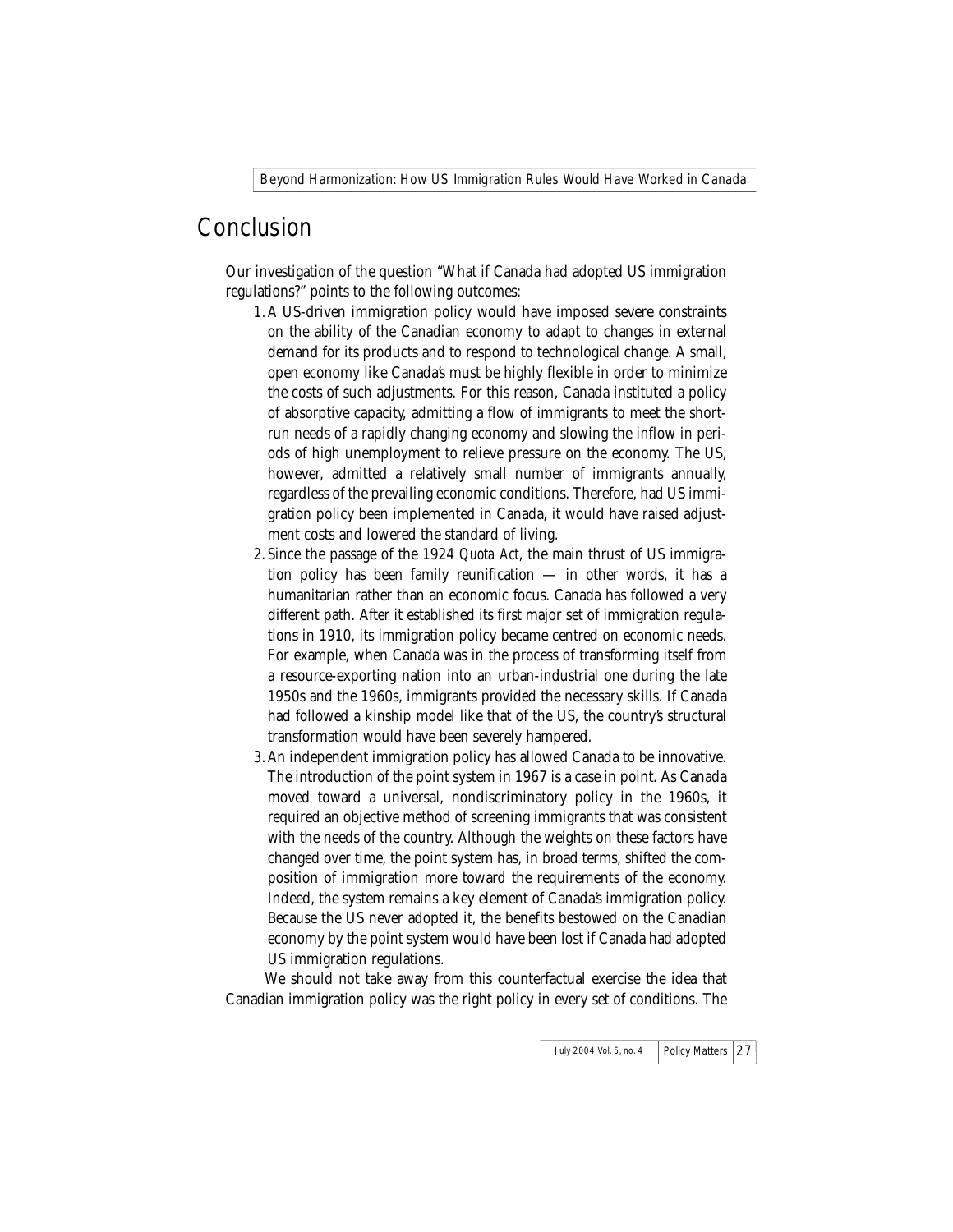## Conclusion

Our investigation of the question "What if Canada had adopted US immigration regulations?" points to the following outcomes:

1. A US-driven immigration policy would have imposed severe constraints on the ability of the Canadian economy to adapt to changes in external demand for its products and to respond to technological change. A small, open economy like Canada's must be highly flexible in order to minimize the costs of such adjustments. For this reason, Canada instituted a policy of absorptive capacity, admitting a flow of immigrants to meet the short-run needs of a rapidly changing economy and slowing the inflow in periods of high unemployment to relieve pressure on the economy. The US, however, admitted a relatively small number of immigrants annually, regardless of the prevailing economic conditions. Therefore, had US immigration policy been implemented in Canada, it would have raised adjustment costs and lowered the standard of living.
2. Since the passage of the 1924 *Quota Act*, the main thrust of US immigration policy has been family reunification — in other words, it has a humanitarian rather than an economic focus. Canada has followed a very different path. After it established its first major set of immigration regulations in 1910, its immigration policy became centred on economic needs. For example, when Canada was in the process of transforming itself from a resource-exporting nation into an urban-industrial one during the late 1950s and the 1960s, immigrants provided the necessary skills. If Canada had followed a kinship model like that of the US, the country's structural transformation would have been severely hampered.
3. An independent immigration policy has allowed Canada to be innovative. The introduction of the point system in 1967 is a case in point. As Canada moved toward a universal, nondiscriminatory policy in the 1960s, it required an objective method of screening immigrants that was consistent with the needs of the country. Although the weights on these factors have changed over time, the point system has, in broad terms, shifted the composition of immigration more toward the requirements of the economy. Indeed, the system remains a key element of Canada's immigration policy. Because the US never adopted it, the benefits bestowed on the Canadian economy by the point system would have been lost if Canada had adopted US immigration regulations.

We should not take away from this counterfactual exercise the idea that Canadian immigration policy was the right policy in every set of conditions. The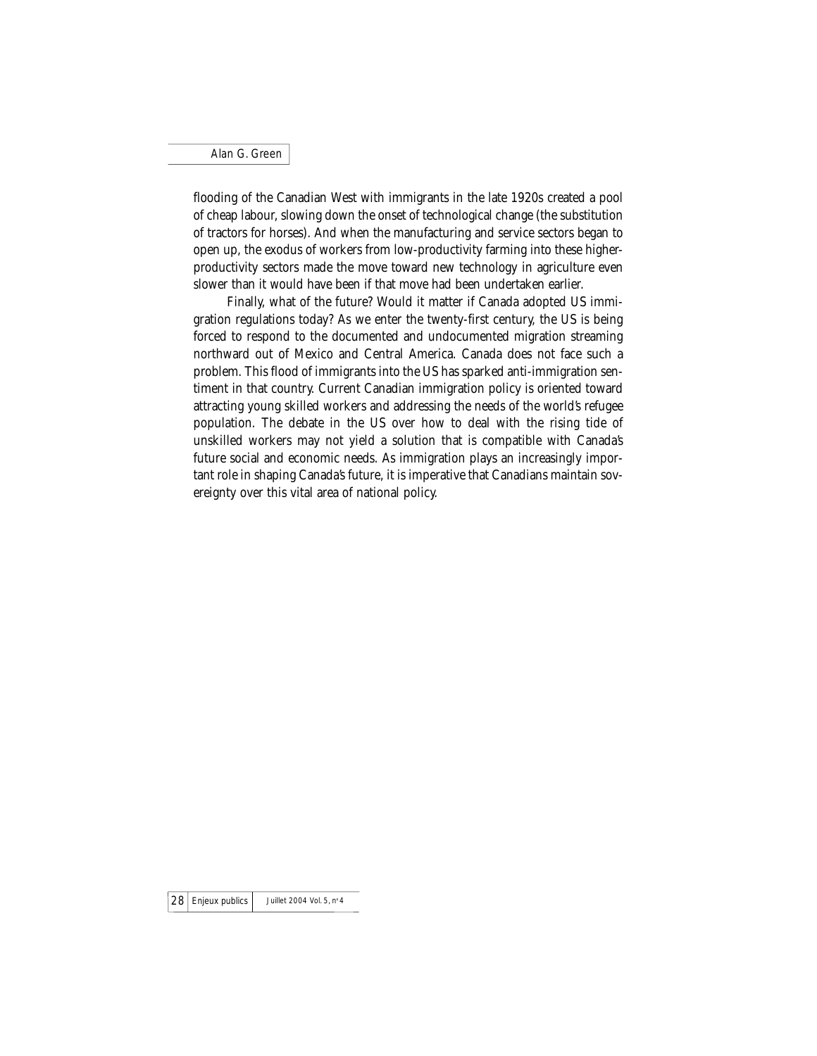flooding of the Canadian West with immigrants in the late 1920s created a pool of cheap labour, slowing down the onset of technological change (the substitution of tractors for horses). And when the manufacturing and service sectors began to open up, the exodus of workers from low-productivity farming into these higher-productivity sectors made the move toward new technology in agriculture even slower than it would have been if that move had been undertaken earlier.

Finally, what of the future? Would it matter if Canada adopted US immigration regulations today? As we enter the twenty-first century, the US is being forced to respond to the documented and undocumented migration streaming northward out of Mexico and Central America. Canada does not face such a problem. This flood of immigrants into the US has sparked anti-immigration sentiment in that country. Current Canadian immigration policy is oriented toward attracting young skilled workers and addressing the needs of the world's refugee population. The debate in the US over how to deal with the rising tide of unskilled workers may not yield a solution that is compatible with Canada's future social and economic needs. As immigration plays an increasingly important role in shaping Canada's future, it is imperative that Canadians maintain sovereignty over this vital area of national policy.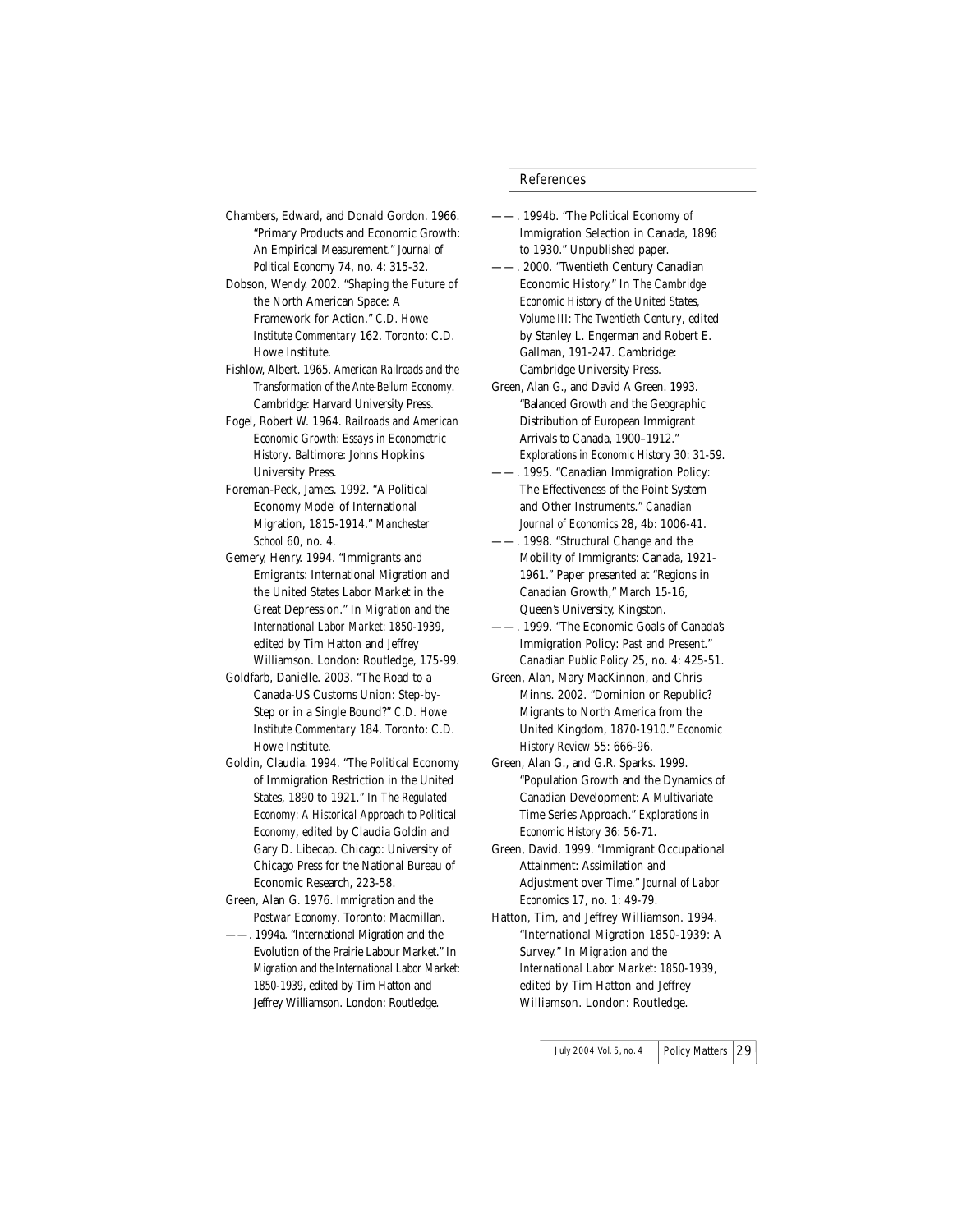## References

Chambers, Edward, and Donald Gordon. 1966. "Primary Products and Economic Growth: An Empirical Measurement." *Journal of Political Economy* 74, no. 4: 315-32.

Dobson, Wendy. 2002. "Shaping the Future of the North American Space: A Framework for Action." *C.D. Howe Institute Commentary* 162. Toronto: C.D. Howe Institute.

Fishlow, Albert. 1965. *American Railroads and the Transformation of the Ante-Bellum Economy*. Cambridge: Harvard University Press.

Fogel, Robert W. 1964. *Railroads and American Economic Growth: Essays in Econometric History*. Baltimore: Johns Hopkins University Press.

Foreman-Peck, James. 1992. "A Political Economy Model of International Migration, 1815-1914." *Manchester School* 60, no. 4.

Gemery, Henry. 1994. "Immigrants and Emigrants: International Migration and the United States Labor Market in the Great Depression." In *Migration and the International Labor Market: 1850-1939*, edited by Tim Hatton and Jeffrey Williamson. London: Routledge, 175-99.

Goldfarb, Danielle. 2003. "The Road to a Canada-US Customs Union: Step-by-Step or in a Single Bound?" *C.D. Howe Institute Commentary* 184. Toronto: C.D. Howe Institute.

Goldin, Claudia. 1994. "The Political Economy of Immigration Restriction in the United States, 1890 to 1921." In *The Regulated Economy: A Historical Approach to Political Economy*, edited by Claudia Goldin and Gary D. Libecap. Chicago: University of Chicago Press for the National Bureau of Economic Research, 223-58.

Green, Alan G. 1976. *Immigration and the Postwar Economy*. Toronto: Macmillan.

——. 1994a. "International Migration and the Evolution of the Prairie Labour Market." In *Migration and the International Labor Market: 1850-1939*, edited by Tim Hatton and Jeffrey Williamson. London: Routledge.

——. 1994b. "The Political Economy of Immigration Selection in Canada, 1896 to 1930." Unpublished paper.

——. 2000. "Twentieth Century Canadian Economic History." In *The Cambridge Economic History of the United States, Volume III: The Twentieth Century*, edited by Stanley L. Engerman and Robert E. Gallman, 191-247. Cambridge: Cambridge University Press.

Green, Alan G., and David A Green. 1993. "Balanced Growth and the Geographic Distribution of European Immigrant Arrivals to Canada, 1900–1912." *Explorations in Economic History* 30: 31-59.

——. 1995. "Canadian Immigration Policy: The Effectiveness of the Point System and Other Instruments." *Canadian Journal of Economics* 28, 4b: 1006-41.

——. 1998. "Structural Change and the Mobility of Immigrants: Canada, 1921-1961." Paper presented at "Regions in Canadian Growth," March 15-16, Queen's University, Kingston.

——. 1999. "The Economic Goals of Canada's Immigration Policy: Past and Present." *Canadian Public Policy* 25, no. 4: 425-51.

Green, Alan, Mary MacKinnon, and Chris Minns. 2002. "Dominion or Republic? Migrants to North America from the United Kingdom, 1870-1910." *Economic History Review* 55: 666-96.

Green, Alan G., and G.R. Sparks. 1999. "Population Growth and the Dynamics of Canadian Development: A Multivariate Time Series Approach." *Explorations in Economic History* 36: 56-71.

Green, David. 1999. "Immigrant Occupational Attainment: Assimilation and Adjustment over Time." *Journal of Labor Economics* 17, no. 1: 49-79.

Hatton, Tim, and Jeffrey Williamson. 1994. "International Migration 1850-1939: A Survey." In *Migration and the International Labor Market: 1850-1939*, edited by Tim Hatton and Jeffrey Williamson. London: Routledge.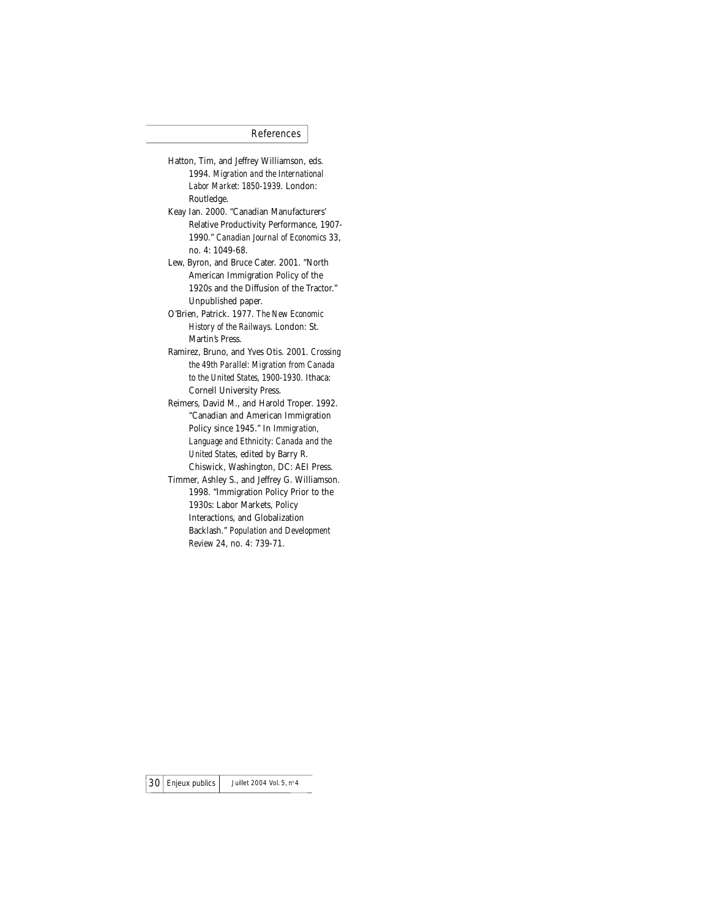## References

Hatton, Tim, and Jeffrey Williamson, eds. 1994. *Migration and the International Labor Market: 1850-1939*. London: Routledge.

Keay Ian. 2000. "Canadian Manufacturers' Relative Productivity Performance, 1907-1990." *Canadian Journal of Economics* 33, no. 4: 1049-68.

Lew, Byron, and Bruce Cater. 2001. "North American Immigration Policy of the 1920s and the Diffusion of the Tractor." Unpublished paper.

O'Brien, Patrick. 1977. *The New Economic History of the Railways*. London: St. Martin's Press.

Ramirez, Bruno, and Yves Otis. 2001. *Crossing the 49th Parallel: Migration from Canada to the United States, 1900-1930*. Ithaca: Cornell University Press.

Reimers, David M., and Harold Troper. 1992. "Canadian and American Immigration Policy since 1945." In *Immigration, Language and Ethnicity: Canada and the United States*, edited by Barry R. Chiswick, Washington, DC: AEI Press.

Timmer, Ashley S., and Jeffrey G. Williamson. 1998. "Immigration Policy Prior to the 1930s: Labor Markets, Policy Interactions, and Globalization Backlash." *Population and Development Review* 24, no. 4: 739-71.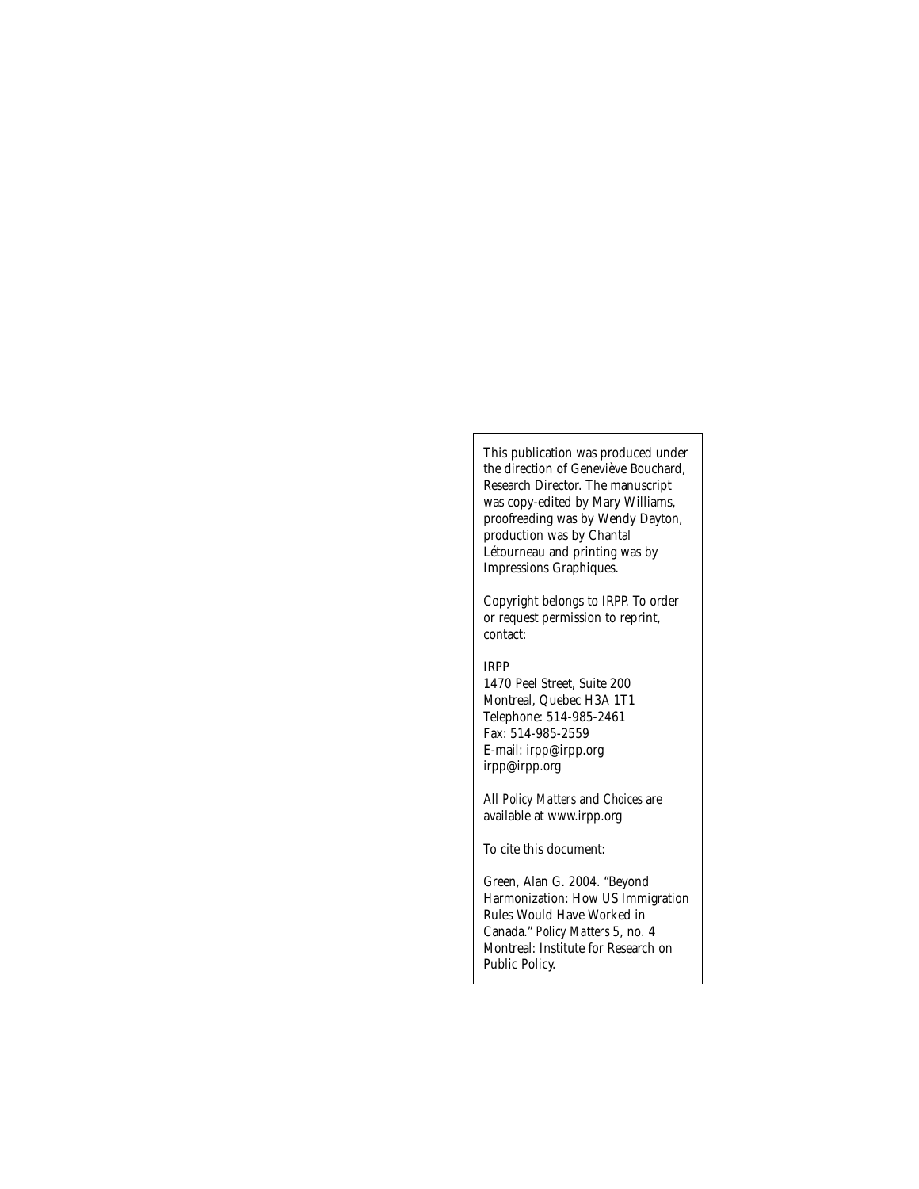This publication was produced under the direction of Geneviève Bouchard, Research Director. The manuscript was copy-edited by Mary Williams, proofreading was by Wendy Dayton, production was by Chantal Létourneau and printing was by Impressions Graphiques.

Copyright belongs to IRPP. To order or request permission to reprint, contact:

IRPP
1470 Peel Street, Suite 200
Montreal, Quebec H3A 1T1
Telephone: 514-985-2461
Fax: 514-985-2559
E-mail: irpp@irpp.org
irpp@irpp.org

All *Policy Matters* and *Choices* are available at www.irpp.org

To cite this document:

Green, Alan G. 2004. "Beyond Harmonization: How US Immigration Rules Would Have Worked in Canada." *Policy Matters* 5, no. 4 Montreal: Institute for Research on Public Policy.